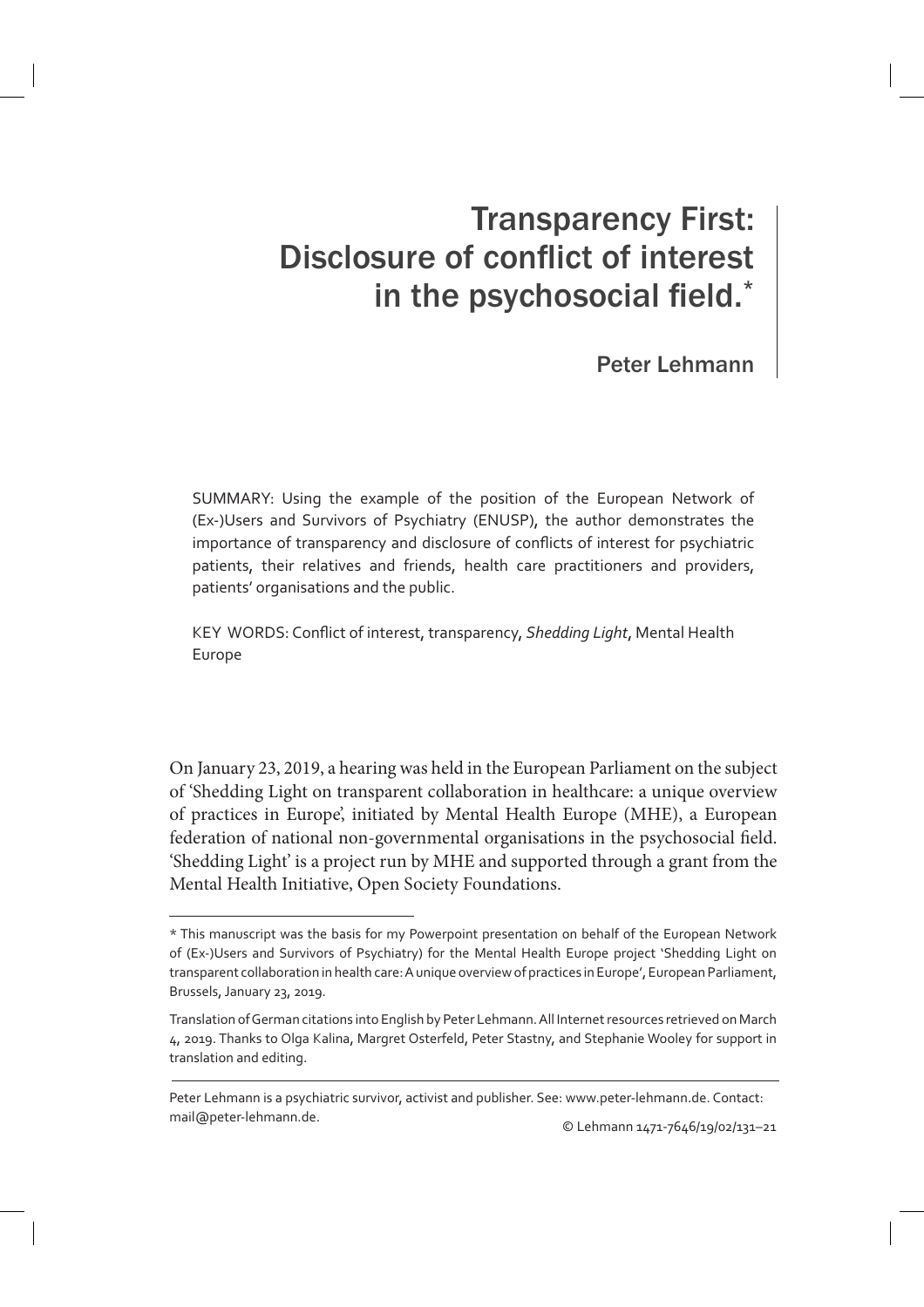# Transparency First: Disclosure of conflict of interest in the psychosocial field.*

## Peter Lehmann

SUMMARY: Using the example of the position of the European Network of (Ex-)Users and Survivors of Psychiatry (ENUSP), the author demonstrates the importance of transparency and disclosure of conflicts of interest for psychiatric patients, their relatives and friends, health care practitioners and providers, patients' organisations and the public.

KEY WORDS: Conflict of interest, transparency, *Shedding Light*, Mental Health Europe

On January 23, 2019, a hearing was held in the European Parliament on the subject of 'Shedding Light on transparent collaboration in healthcare: a unique overview of practices in Europe', initiated by Mental Health Europe (MHE), a European federation of national non-governmental organisations in the psychosocial field. 'Shedding Light' is a project run by MHE and supported through a grant from the Mental Health Initiative, Open Society Foundations.

---

* This manuscript was the basis for my Powerpoint presentation on behalf of the European Network of (Ex-)Users and Survivors of Psychiatry) for the Mental Health Europe project 'Shedding Light on transparent collaboration in health care: A unique overview of practices in Europe', European Parliament, Brussels, January 23, 2019.

Translation of German citations into English by Peter Lehmann. All Internet resources retrieved on March 4, 2019. Thanks to Olga Kalina, Margret Osterfeld, Peter Stastny, and Stephanie Wooley for support in translation and editing.

Peter Lehmann is a psychiatric survivor, activist and publisher. See: www.peter-lehmann.de. Contact: mail@peter-lehmann.de.

© Lehmann 1471-7646/19/02/131–21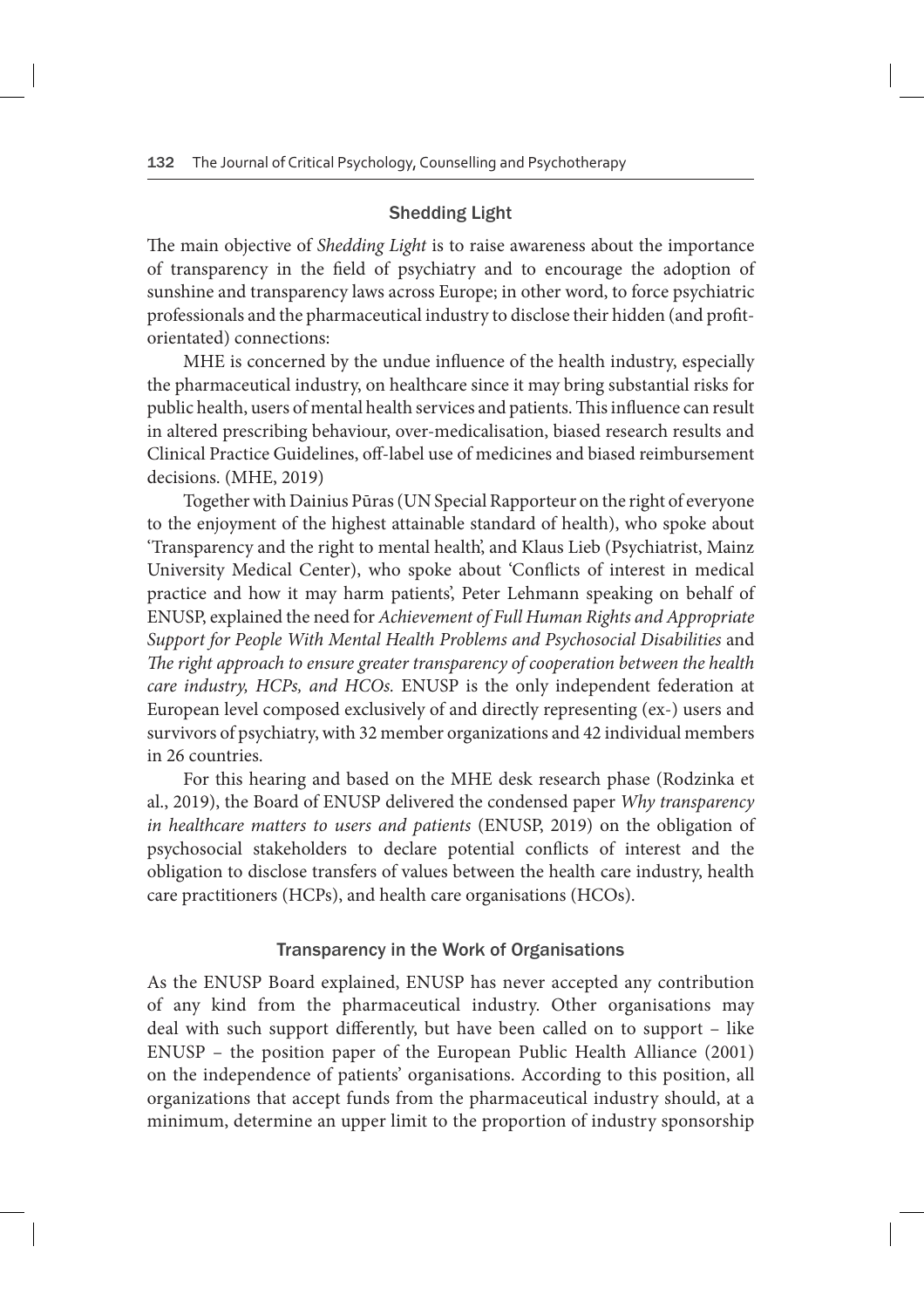## Shedding Light

The main objective of *Shedding Light* is to raise awareness about the importance of transparency in the field of psychiatry and to encourage the adoption of sunshine and transparency laws across Europe; in other word, to force psychiatric professionals and the pharmaceutical industry to disclose their hidden (and profit-orientated) connections:

> MHE is concerned by the undue influence of the health industry, especially the pharmaceutical industry, on healthcare since it may bring substantial risks for public health, users of mental health services and patients. This influence can result in altered prescribing behaviour, over-medicalisation, biased research results and Clinical Practice Guidelines, off-label use of medicines and biased reimbursement decisions. (MHE, 2019)

Together with Dainius Pūras (UN Special Rapporteur on the right of everyone to the enjoyment of the highest attainable standard of health), who spoke about 'Transparency and the right to mental health', and Klaus Lieb (Psychiatrist, Mainz University Medical Center), who spoke about 'Conflicts of interest in medical practice and how it may harm patients', Peter Lehmann speaking on behalf of ENUSP, explained the need for *Achievement of Full Human Rights and Appropriate Support for People With Mental Health Problems and Psychosocial Disabilities* and *The right approach to ensure greater transparency of cooperation between the health care industry, HCPs, and HCOs.* ENUSP is the only independent federation at European level composed exclusively of and directly representing (ex-) users and survivors of psychiatry, with 32 member organizations and 42 individual members in 26 countries.

For this hearing and based on the MHE desk research phase (Rodzinka et al., 2019), the Board of ENUSP delivered the condensed paper *Why transparency in healthcare matters to users and patients* (ENUSP, 2019) on the obligation of psychosocial stakeholders to declare potential conflicts of interest and the obligation to disclose transfers of values between the health care industry, health care practitioners (HCPs), and health care organisations (HCOs).

## Transparency in the Work of Organisations

As the ENUSP Board explained, ENUSP has never accepted any contribution of any kind from the pharmaceutical industry. Other organisations may deal with such support differently, but have been called on to support – like ENUSP – the position paper of the European Public Health Alliance (2001) on the independence of patients' organisations. According to this position, all organizations that accept funds from the pharmaceutical industry should, at a minimum, determine an upper limit to the proportion of industry sponsorship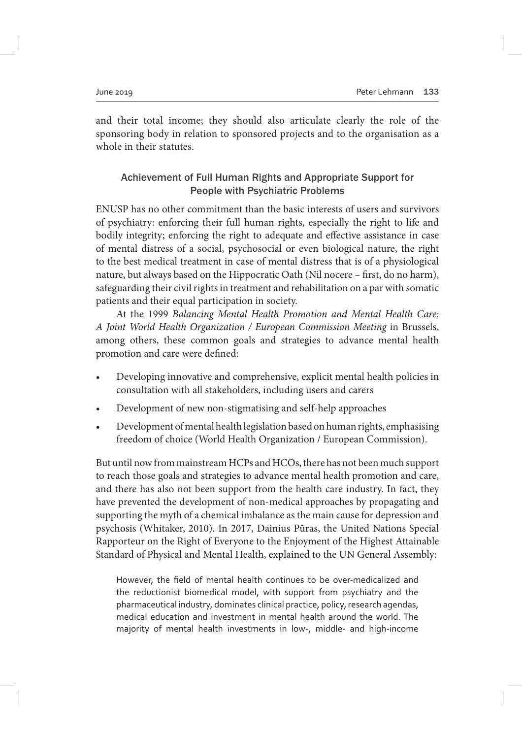and their total income; they should also articulate clearly the role of the sponsoring body in relation to sponsored projects and to the organisation as a whole in their statutes.

## Achievement of Full Human Rights and Appropriate Support for People with Psychiatric Problems

ENUSP has no other commitment than the basic interests of users and survivors of psychiatry: enforcing their full human rights, especially the right to life and bodily integrity; enforcing the right to adequate and effective assistance in case of mental distress of a social, psychosocial or even biological nature, the right to the best medical treatment in case of mental distress that is of a physiological nature, but always based on the Hippocratic Oath (Nil nocere – first, do no harm), safeguarding their civil rights in treatment and rehabilitation on a par with somatic patients and their equal participation in society.

At the 1999 *Balancing Mental Health Promotion and Mental Health Care: A Joint World Health Organization / European Commission Meeting* in Brussels, among others, these common goals and strategies to advance mental health promotion and care were defined:

- Developing innovative and comprehensive, explicit mental health policies in consultation with all stakeholders, including users and carers
- Development of new non-stigmatising and self-help approaches
- Development of mental health legislation based on human rights, emphasising freedom of choice (World Health Organization / European Commission).

But until now from mainstream HCPs and HCOs, there has not been much support to reach those goals and strategies to advance mental health promotion and care, and there has also not been support from the health care industry. In fact, they have prevented the development of non-medical approaches by propagating and supporting the myth of a chemical imbalance as the main cause for depression and psychosis (Whitaker, 2010). In 2017, Dainius Pūras, the United Nations Special Rapporteur on the Right of Everyone to the Enjoyment of the Highest Attainable Standard of Physical and Mental Health, explained to the UN General Assembly:

> However, the field of mental health continues to be over-medicalized and the reductionist biomedical model, with support from psychiatry and the pharmaceutical industry, dominates clinical practice, policy, research agendas, medical education and investment in mental health around the world. The majority of mental health investments in low-, middle- and high-income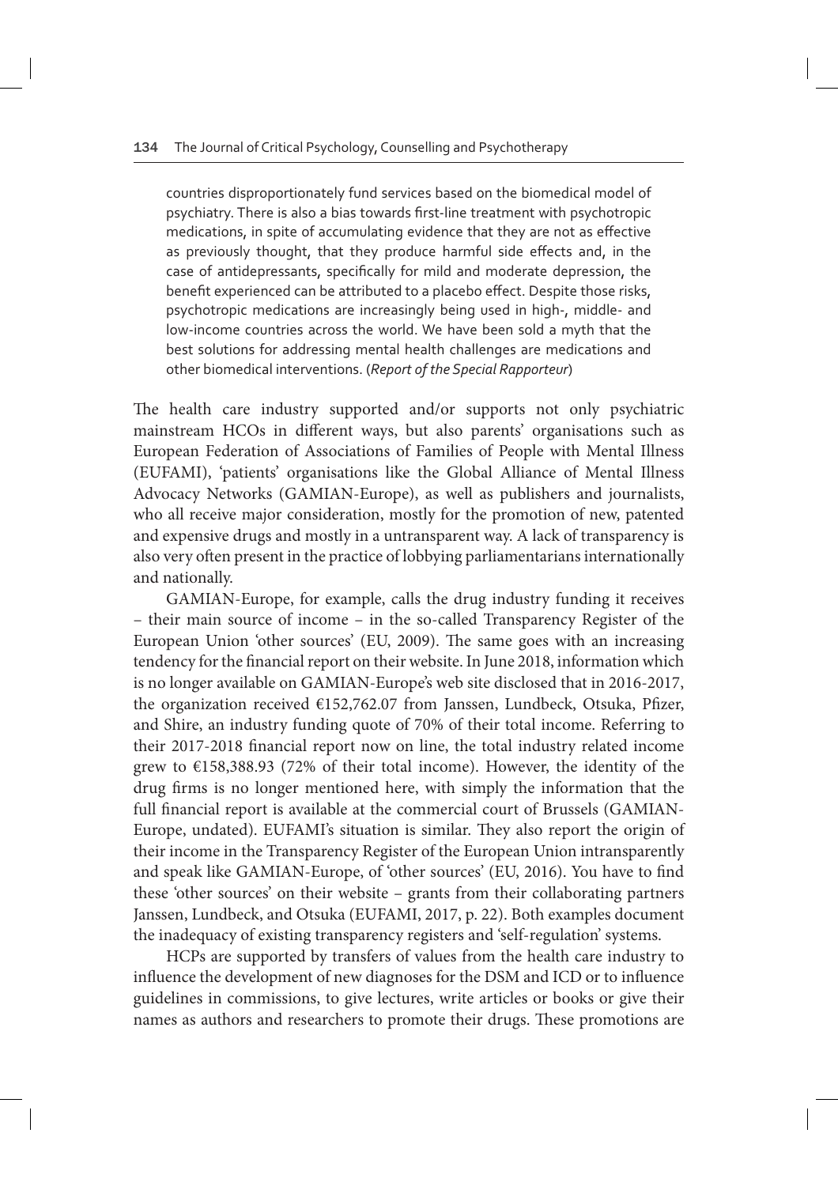> countries disproportionately fund services based on the biomedical model of psychiatry. There is also a bias towards first-line treatment with psychotropic medications, in spite of accumulating evidence that they are not as effective as previously thought, that they produce harmful side effects and, in the case of antidepressants, specifically for mild and moderate depression, the benefit experienced can be attributed to a placebo effect. Despite those risks, psychotropic medications are increasingly being used in high-, middle- and low-income countries across the world. We have been sold a myth that the best solutions for addressing mental health challenges are medications and other biomedical interventions. (*Report of the Special Rapporteur*)

The health care industry supported and/or supports not only psychiatric mainstream HCOs in different ways, but also parents' organisations such as European Federation of Associations of Families of People with Mental Illness (EUFAMI), 'patients' organisations like the Global Alliance of Mental Illness Advocacy Networks (GAMIAN-Europe), as well as publishers and journalists, who all receive major consideration, mostly for the promotion of new, patented and expensive drugs and mostly in a untransparent way. A lack of transparency is also very often present in the practice of lobbying parliamentarians internationally and nationally.

GAMIAN-Europe, for example, calls the drug industry funding it receives – their main source of income – in the so-called Transparency Register of the European Union 'other sources' (EU, 2009). The same goes with an increasing tendency for the financial report on their website. In June 2018, information which is no longer available on GAMIAN-Europe's web site disclosed that in 2016-2017, the organization received €152,762.07 from Janssen, Lundbeck, Otsuka, Pfizer, and Shire, an industry funding quote of 70% of their total income. Referring to their 2017-2018 financial report now on line, the total industry related income grew to €158,388.93 (72% of their total income). However, the identity of the drug firms is no longer mentioned here, with simply the information that the full financial report is available at the commercial court of Brussels (GAMIAN-Europe, undated). EUFAMI's situation is similar. They also report the origin of their income in the Transparency Register of the European Union intransparently and speak like GAMIAN-Europe, of 'other sources' (EU, 2016). You have to find these 'other sources' on their website – grants from their collaborating partners Janssen, Lundbeck, and Otsuka (EUFAMI, 2017, p. 22). Both examples document the inadequacy of existing transparency registers and 'self-regulation' systems.

HCPs are supported by transfers of values from the health care industry to influence the development of new diagnoses for the DSM and ICD or to influence guidelines in commissions, to give lectures, write articles or books or give their names as authors and researchers to promote their drugs. These promotions are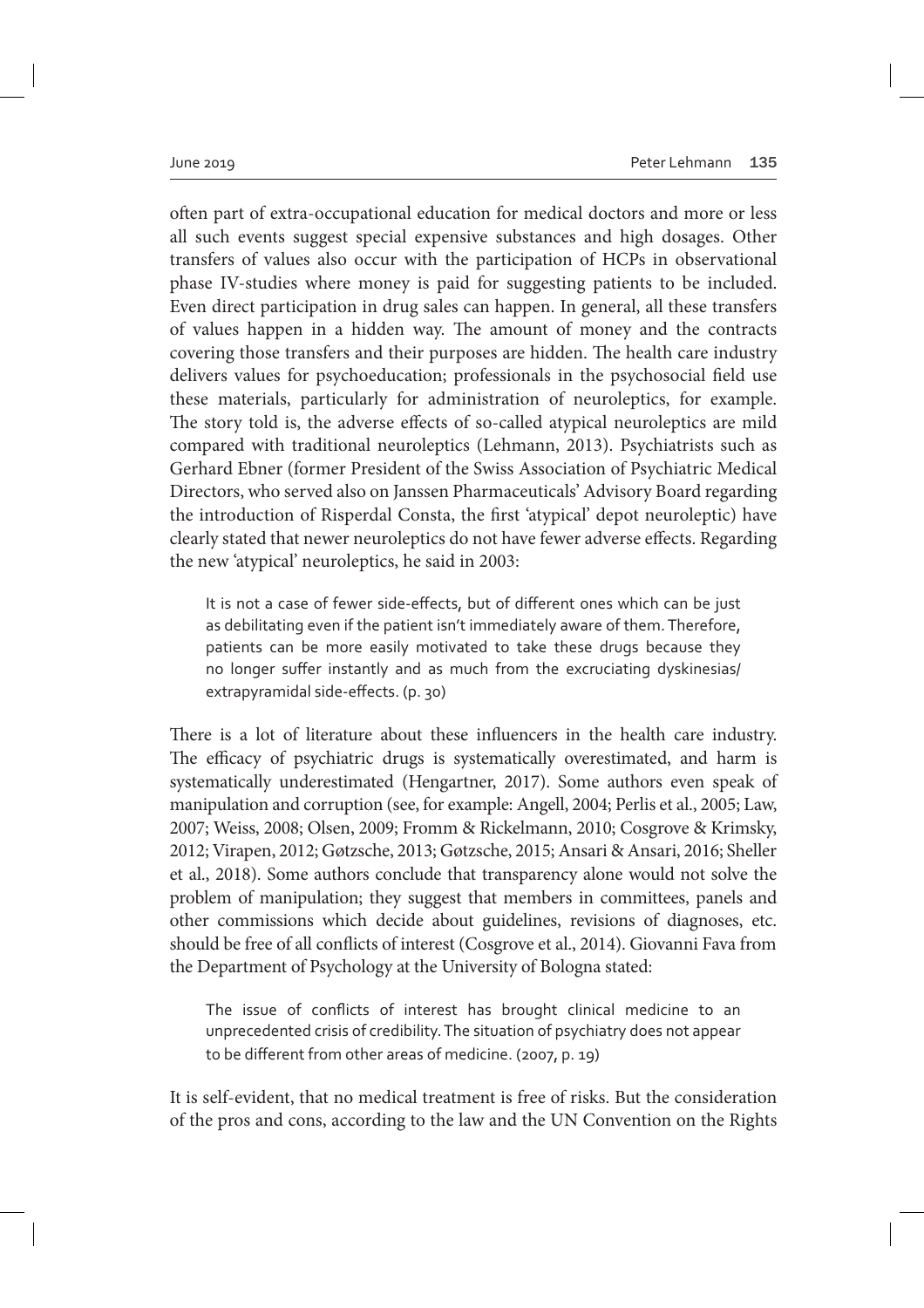often part of extra-occupational education for medical doctors and more or less all such events suggest special expensive substances and high dosages. Other transfers of values also occur with the participation of HCPs in observational phase IV-studies where money is paid for suggesting patients to be included. Even direct participation in drug sales can happen. In general, all these transfers of values happen in a hidden way. The amount of money and the contracts covering those transfers and their purposes are hidden. The health care industry delivers values for psychoeducation; professionals in the psychosocial field use these materials, particularly for administration of neuroleptics, for example. The story told is, the adverse effects of so-called atypical neuroleptics are mild compared with traditional neuroleptics (Lehmann, 2013). Psychiatrists such as Gerhard Ebner (former President of the Swiss Association of Psychiatric Medical Directors, who served also on Janssen Pharmaceuticals' Advisory Board regarding the introduction of Risperdal Consta, the first 'atypical' depot neuroleptic) have clearly stated that newer neuroleptics do not have fewer adverse effects. Regarding the new 'atypical' neuroleptics, he said in 2003:

> It is not a case of fewer side-effects, but of different ones which can be just as debilitating even if the patient isn't immediately aware of them. Therefore, patients can be more easily motivated to take these drugs because they no longer suffer instantly and as much from the excruciating dyskinesias/extrapyramidal side-effects. (p. 30)

There is a lot of literature about these influencers in the health care industry. The efficacy of psychiatric drugs is systematically overestimated, and harm is systematically underestimated (Hengartner, 2017). Some authors even speak of manipulation and corruption (see, for example: Angell, 2004; Perlis et al., 2005; Law, 2007; Weiss, 2008; Olsen, 2009; Fromm & Rickelmann, 2010; Cosgrove & Krimsky, 2012; Virapen, 2012; Gøtzsche, 2013; Gøtzsche, 2015; Ansari & Ansari, 2016; Sheller et al., 2018). Some authors conclude that transparency alone would not solve the problem of manipulation; they suggest that members in committees, panels and other commissions which decide about guidelines, revisions of diagnoses, etc. should be free of all conflicts of interest (Cosgrove et al., 2014). Giovanni Fava from the Department of Psychology at the University of Bologna stated:

> The issue of conflicts of interest has brought clinical medicine to an unprecedented crisis of credibility. The situation of psychiatry does not appear to be different from other areas of medicine. (2007, p. 19)

It is self-evident, that no medical treatment is free of risks. But the consideration of the pros and cons, according to the law and the UN Convention on the Rights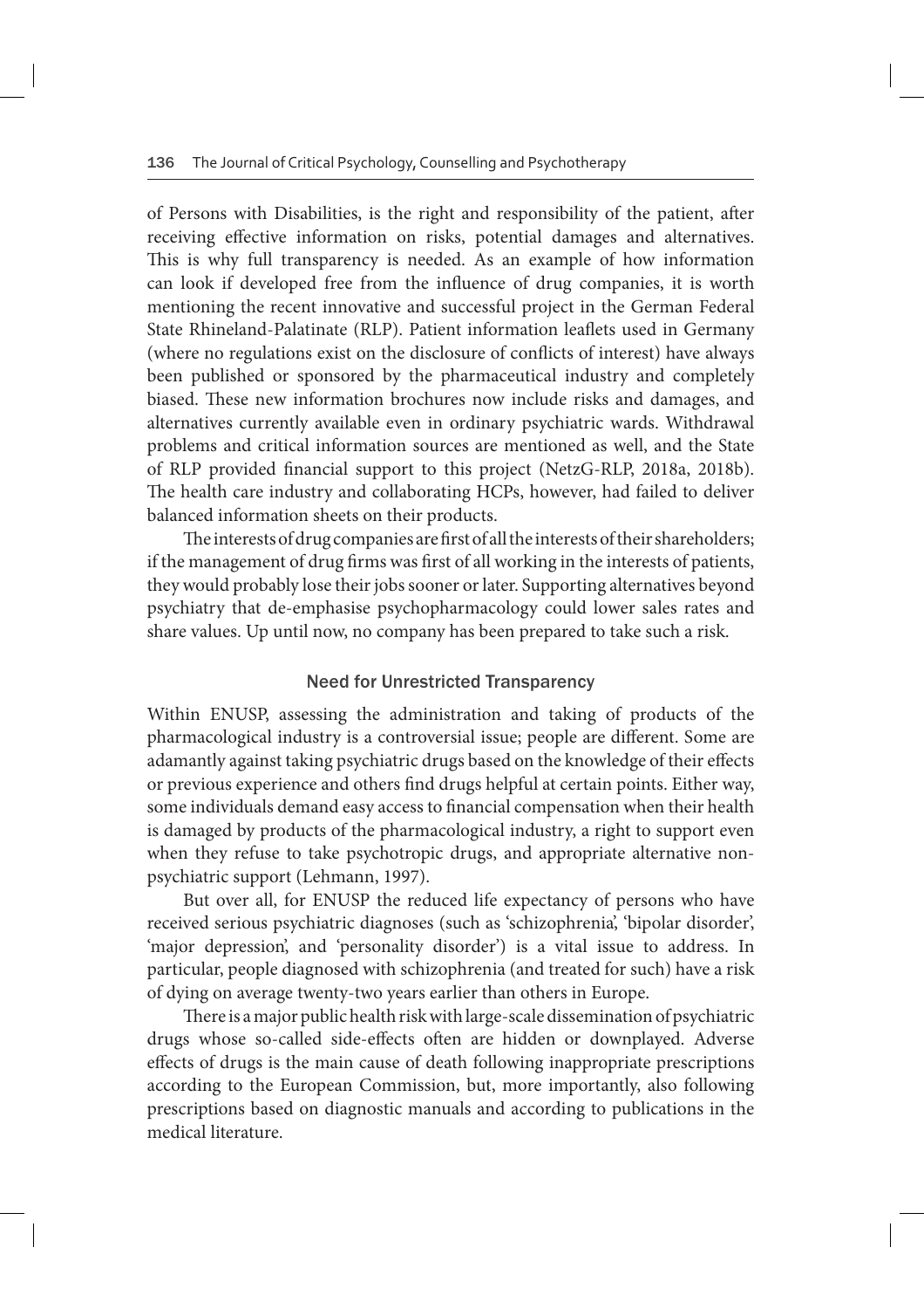of Persons with Disabilities, is the right and responsibility of the patient, after receiving effective information on risks, potential damages and alternatives. This is why full transparency is needed. As an example of how information can look if developed free from the influence of drug companies, it is worth mentioning the recent innovative and successful project in the German Federal State Rhineland-Palatinate (RLP). Patient information leaflets used in Germany (where no regulations exist on the disclosure of conflicts of interest) have always been published or sponsored by the pharmaceutical industry and completely biased. These new information brochures now include risks and damages, and alternatives currently available even in ordinary psychiatric wards. Withdrawal problems and critical information sources are mentioned as well, and the State of RLP provided financial support to this project (NetzG-RLP, 2018a, 2018b). The health care industry and collaborating HCPs, however, had failed to deliver balanced information sheets on their products.

The interests of drug companies are first of all the interests of their shareholders; if the management of drug firms was first of all working in the interests of patients, they would probably lose their jobs sooner or later. Supporting alternatives beyond psychiatry that de-emphasise psychopharmacology could lower sales rates and share values. Up until now, no company has been prepared to take such a risk.

## Need for Unrestricted Transparency

Within ENUSP, assessing the administration and taking of products of the pharmacological industry is a controversial issue; people are different. Some are adamantly against taking psychiatric drugs based on the knowledge of their effects or previous experience and others find drugs helpful at certain points. Either way, some individuals demand easy access to financial compensation when their health is damaged by products of the pharmacological industry, a right to support even when they refuse to take psychotropic drugs, and appropriate alternative non-psychiatric support (Lehmann, 1997).

But over all, for ENUSP the reduced life expectancy of persons who have received serious psychiatric diagnoses (such as 'schizophrenia', 'bipolar disorder', 'major depression', and 'personality disorder') is a vital issue to address. In particular, people diagnosed with schizophrenia (and treated for such) have a risk of dying on average twenty-two years earlier than others in Europe.

There is a major public health risk with large-scale dissemination of psychiatric drugs whose so-called side-effects often are hidden or downplayed. Adverse effects of drugs is the main cause of death following inappropriate prescriptions according to the European Commission, but, more importantly, also following prescriptions based on diagnostic manuals and according to publications in the medical literature.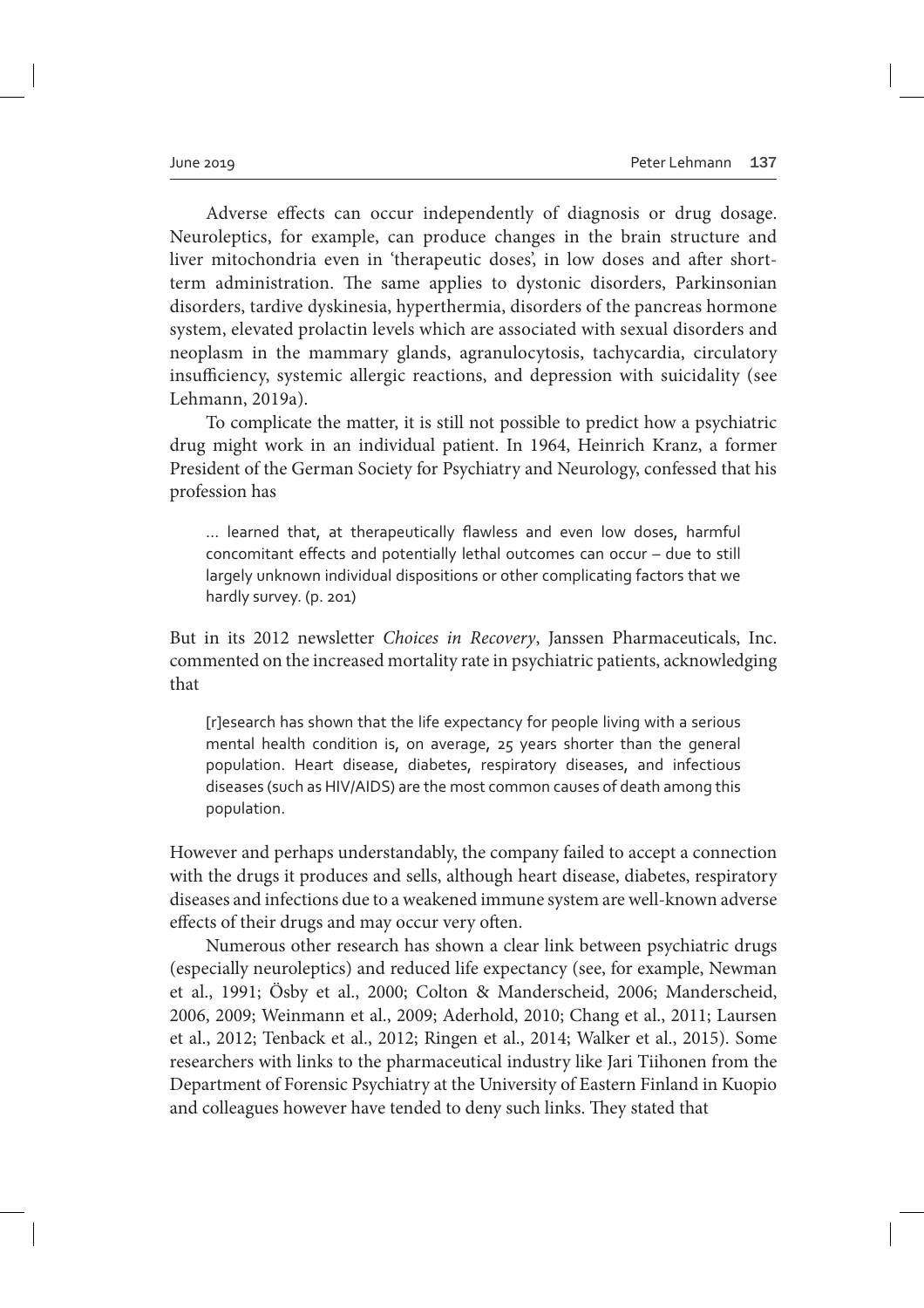Adverse effects can occur independently of diagnosis or drug dosage. Neuroleptics, for example, can produce changes in the brain structure and liver mitochondria even in 'therapeutic doses', in low doses and after short-term administration. The same applies to dystonic disorders, Parkinsonian disorders, tardive dyskinesia, hyperthermia, disorders of the pancreas hormone system, elevated prolactin levels which are associated with sexual disorders and neoplasm in the mammary glands, agranulocytosis, tachycardia, circulatory insufficiency, systemic allergic reactions, and depression with suicidality (see Lehmann, 2019a).

To complicate the matter, it is still not possible to predict how a psychiatric drug might work in an individual patient. In 1964, Heinrich Kranz, a former President of the German Society for Psychiatry and Neurology, confessed that his profession has

> … learned that, at therapeutically flawless and even low doses, harmful concomitant effects and potentially lethal outcomes can occur – due to still largely unknown individual dispositions or other complicating factors that we hardly survey. (p. 201)

But in its 2012 newsletter *Choices in Recovery*, Janssen Pharmaceuticals, Inc. commented on the increased mortality rate in psychiatric patients, acknowledging that

> [r]esearch has shown that the life expectancy for people living with a serious mental health condition is, on average, 25 years shorter than the general population. Heart disease, diabetes, respiratory diseases, and infectious diseases (such as HIV/AIDS) are the most common causes of death among this population.

However and perhaps understandably, the company failed to accept a connection with the drugs it produces and sells, although heart disease, diabetes, respiratory diseases and infections due to a weakened immune system are well-known adverse effects of their drugs and may occur very often.

Numerous other research has shown a clear link between psychiatric drugs (especially neuroleptics) and reduced life expectancy (see, for example, Newman et al., 1991; Ösby et al., 2000; Colton & Manderscheid, 2006; Manderscheid, 2006, 2009; Weinmann et al., 2009; Aderhold, 2010; Chang et al., 2011; Laursen et al., 2012; Tenback et al., 2012; Ringen et al., 2014; Walker et al., 2015). Some researchers with links to the pharmaceutical industry like Jari Tiihonen from the Department of Forensic Psychiatry at the University of Eastern Finland in Kuopio and colleagues however have tended to deny such links. They stated that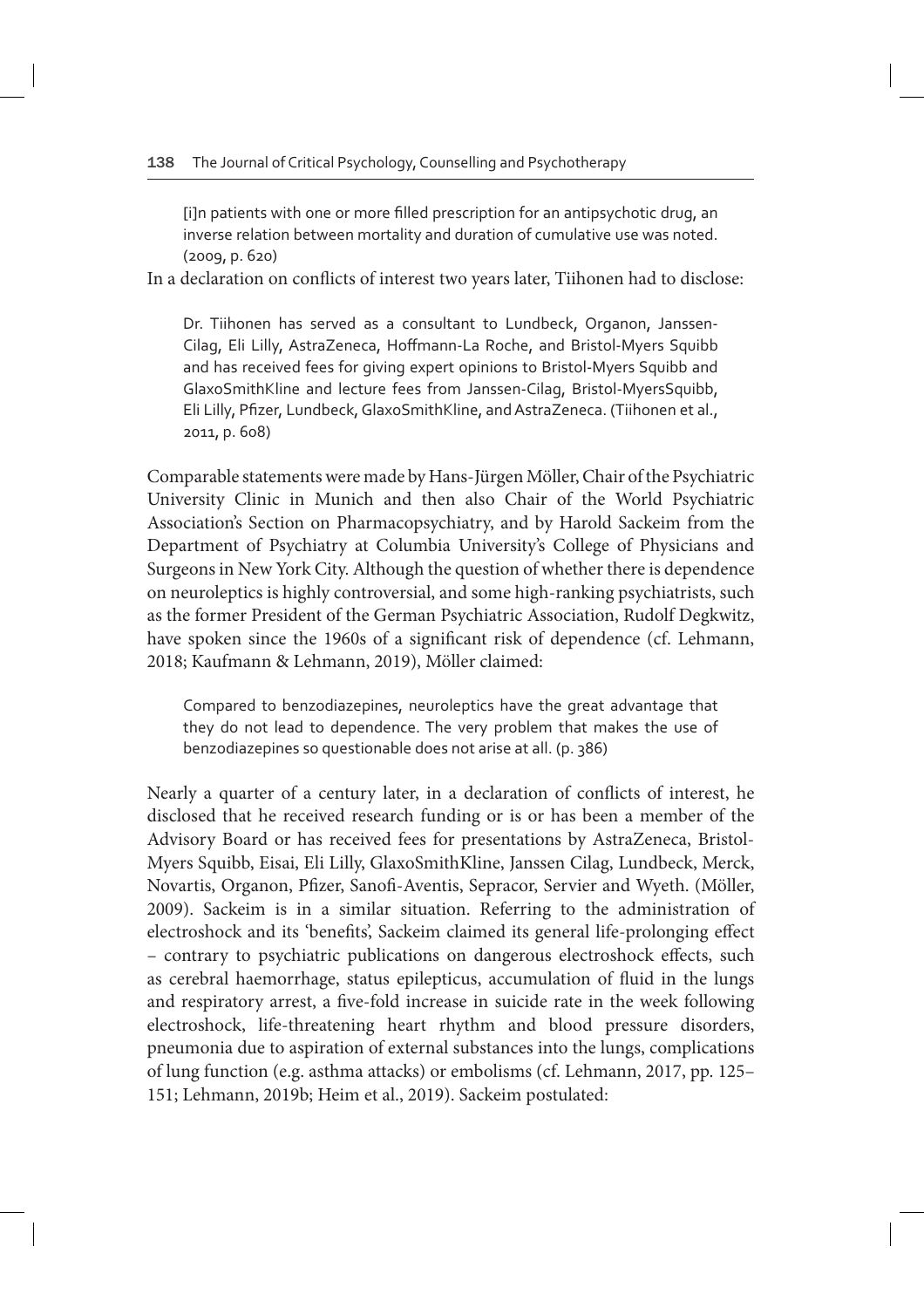> [i]n patients with one or more filled prescription for an antipsychotic drug, an inverse relation between mortality and duration of cumulative use was noted. (2009, p. 620)

In a declaration on conflicts of interest two years later, Tiihonen had to disclose:

> Dr. Tiihonen has served as a consultant to Lundbeck, Organon, Janssen-Cilag, Eli Lilly, AstraZeneca, Hoffmann-La Roche, and Bristol-Myers Squibb and has received fees for giving expert opinions to Bristol-Myers Squibb and GlaxoSmithKline and lecture fees from Janssen-Cilag, Bristol-MyersSquibb, Eli Lilly, Pfizer, Lundbeck, GlaxoSmithKline, and AstraZeneca. (Tiihonen et al., 2011, p. 608)

Comparable statements were made by Hans-Jürgen Möller, Chair of the Psychiatric University Clinic in Munich and then also Chair of the World Psychiatric Association's Section on Pharmacopsychiatry, and by Harold Sackeim from the Department of Psychiatry at Columbia University's College of Physicians and Surgeons in New York City. Although the question of whether there is dependence on neuroleptics is highly controversial, and some high-ranking psychiatrists, such as the former President of the German Psychiatric Association, Rudolf Degkwitz, have spoken since the 1960s of a significant risk of dependence (cf. Lehmann, 2018; Kaufmann & Lehmann, 2019), Möller claimed:

> Compared to benzodiazepines, neuroleptics have the great advantage that they do not lead to dependence. The very problem that makes the use of benzodiazepines so questionable does not arise at all. (p. 386)

Nearly a quarter of a century later, in a declaration of conflicts of interest, he disclosed that he received research funding or is or has been a member of the Advisory Board or has received fees for presentations by AstraZeneca, Bristol-Myers Squibb, Eisai, Eli Lilly, GlaxoSmithKline, Janssen Cilag, Lundbeck, Merck, Novartis, Organon, Pfizer, Sanofi-Aventis, Sepracor, Servier and Wyeth. (Möller, 2009). Sackeim is in a similar situation. Referring to the administration of electroshock and its 'benefits', Sackeim claimed its general life-prolonging effect – contrary to psychiatric publications on dangerous electroshock effects, such as cerebral haemorrhage, status epilepticus, accumulation of fluid in the lungs and respiratory arrest, a five-fold increase in suicide rate in the week following electroshock, life-threatening heart rhythm and blood pressure disorders, pneumonia due to aspiration of external substances into the lungs, complications of lung function (e.g. asthma attacks) or embolisms (cf. Lehmann, 2017, pp. 125–151; Lehmann, 2019b; Heim et al., 2019). Sackeim postulated: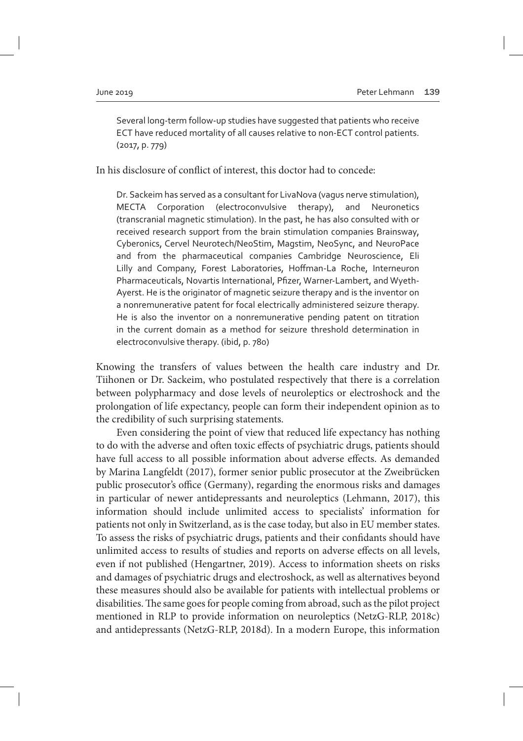> Several long-term follow-up studies have suggested that patients who receive ECT have reduced mortality of all causes relative to non-ECT control patients. (2017, p. 779)

In his disclosure of conflict of interest, this doctor had to concede:

> Dr. Sackeim has served as a consultant for LivaNova (vagus nerve stimulation), MECTA Corporation (electroconvulsive therapy), and Neuronetics (transcranial magnetic stimulation). In the past, he has also consulted with or received research support from the brain stimulation companies Brainsway, Cyberonics, Cervel Neurotech/NeoStim, Magstim, NeoSync, and NeuroPace and from the pharmaceutical companies Cambridge Neuroscience, Eli Lilly and Company, Forest Laboratories, Hoffman-La Roche, Interneuron Pharmaceuticals, Novartis International, Pfizer, Warner-Lambert, and Wyeth-Ayerst. He is the originator of magnetic seizure therapy and is the inventor on a nonremunerative patent for focal electrically administered seizure therapy. He is also the inventor on a nonremunerative pending patent on titration in the current domain as a method for seizure threshold determination in electroconvulsive therapy. (ibid, p. 780)

Knowing the transfers of values between the health care industry and Dr. Tiihonen or Dr. Sackeim, who postulated respectively that there is a correlation between polypharmacy and dose levels of neuroleptics or electroshock and the prolongation of life expectancy, people can form their independent opinion as to the credibility of such surprising statements.

Even considering the point of view that reduced life expectancy has nothing to do with the adverse and often toxic effects of psychiatric drugs, patients should have full access to all possible information about adverse effects. As demanded by Marina Langfeldt (2017), former senior public prosecutor at the Zweibrücken public prosecutor's office (Germany), regarding the enormous risks and damages in particular of newer antidepressants and neuroleptics (Lehmann, 2017), this information should include unlimited access to specialists' information for patients not only in Switzerland, as is the case today, but also in EU member states. To assess the risks of psychiatric drugs, patients and their confidants should have unlimited access to results of studies and reports on adverse effects on all levels, even if not published (Hengartner, 2019). Access to information sheets on risks and damages of psychiatric drugs and electroshock, as well as alternatives beyond these measures should also be available for patients with intellectual problems or disabilities. The same goes for people coming from abroad, such as the pilot project mentioned in RLP to provide information on neuroleptics (NetzG-RLP, 2018c) and antidepressants (NetzG-RLP, 2018d). In a modern Europe, this information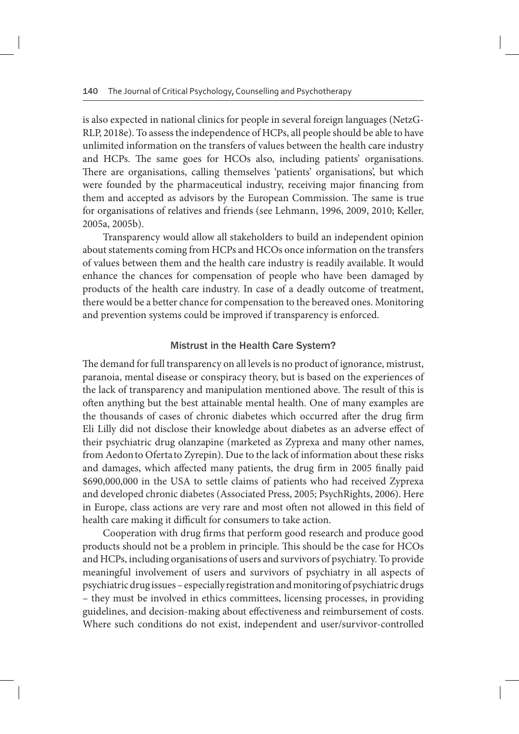is also expected in national clinics for people in several foreign languages (NetzG-RLP, 2018e). To assess the independence of HCPs, all people should be able to have unlimited information on the transfers of values between the health care industry and HCPs. The same goes for HCOs also, including patients' organisations. There are organisations, calling themselves 'patients' organisations', but which were founded by the pharmaceutical industry, receiving major financing from them and accepted as advisors by the European Commission. The same is true for organisations of relatives and friends (see Lehmann, 1996, 2009, 2010; Keller, 2005a, 2005b).

Transparency would allow all stakeholders to build an independent opinion about statements coming from HCPs and HCOs once information on the transfers of values between them and the health care industry is readily available. It would enhance the chances for compensation of people who have been damaged by products of the health care industry. In case of a deadly outcome of treatment, there would be a better chance for compensation to the bereaved ones. Monitoring and prevention systems could be improved if transparency is enforced.

## Mistrust in the Health Care System?

The demand for full transparency on all levels is no product of ignorance, mistrust, paranoia, mental disease or conspiracy theory, but is based on the experiences of the lack of transparency and manipulation mentioned above. The result of this is often anything but the best attainable mental health. One of many examples are the thousands of cases of chronic diabetes which occurred after the drug firm Eli Lilly did not disclose their knowledge about diabetes as an adverse effect of their psychiatric drug olanzapine (marketed as Zyprexa and many other names, from Aedon to Oferta to Zyrepin). Due to the lack of information about these risks and damages, which affected many patients, the drug firm in 2005 finally paid \$690,000,000 in the USA to settle claims of patients who had received Zyprexa and developed chronic diabetes (Associated Press, 2005; PsychRights, 2006). Here in Europe, class actions are very rare and most often not allowed in this field of health care making it difficult for consumers to take action.

Cooperation with drug firms that perform good research and produce good products should not be a problem in principle. This should be the case for HCOs and HCPs, including organisations of users and survivors of psychiatry. To provide meaningful involvement of users and survivors of psychiatry in all aspects of psychiatric drug issues – especially registration and monitoring of psychiatric drugs – they must be involved in ethics committees, licensing processes, in providing guidelines, and decision-making about effectiveness and reimbursement of costs. Where such conditions do not exist, independent and user/survivor-controlled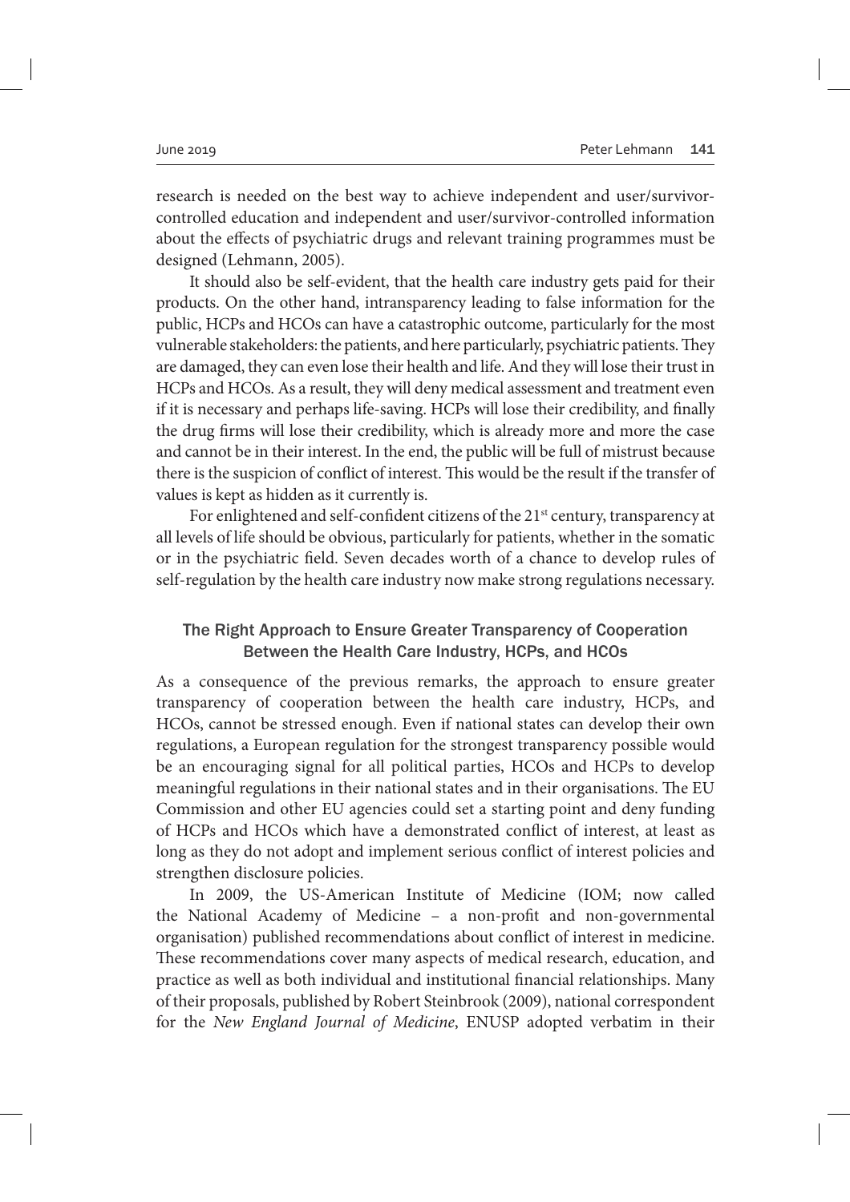research is needed on the best way to achieve independent and user/survivor-controlled education and independent and user/survivor-controlled information about the effects of psychiatric drugs and relevant training programmes must be designed (Lehmann, 2005).

It should also be self-evident, that the health care industry gets paid for their products. On the other hand, intransparency leading to false information for the public, HCPs and HCOs can have a catastrophic outcome, particularly for the most vulnerable stakeholders: the patients, and here particularly, psychiatric patients. They are damaged, they can even lose their health and life. And they will lose their trust in HCPs and HCOs. As a result, they will deny medical assessment and treatment even if it is necessary and perhaps life-saving. HCPs will lose their credibility, and finally the drug firms will lose their credibility, which is already more and more the case and cannot be in their interest. In the end, the public will be full of mistrust because there is the suspicion of conflict of interest. This would be the result if the transfer of values is kept as hidden as it currently is.

For enlightened and self-confident citizens of the 21st century, transparency at all levels of life should be obvious, particularly for patients, whether in the somatic or in the psychiatric field. Seven decades worth of a chance to develop rules of self-regulation by the health care industry now make strong regulations necessary.

## The Right Approach to Ensure Greater Transparency of Cooperation Between the Health Care Industry, HCPs, and HCOs

As a consequence of the previous remarks, the approach to ensure greater transparency of cooperation between the health care industry, HCPs, and HCOs, cannot be stressed enough. Even if national states can develop their own regulations, a European regulation for the strongest transparency possible would be an encouraging signal for all political parties, HCOs and HCPs to develop meaningful regulations in their national states and in their organisations. The EU Commission and other EU agencies could set a starting point and deny funding of HCPs and HCOs which have a demonstrated conflict of interest, at least as long as they do not adopt and implement serious conflict of interest policies and strengthen disclosure policies.

In 2009, the US-American Institute of Medicine (IOM; now called the National Academy of Medicine – a non-profit and non-governmental organisation) published recommendations about conflict of interest in medicine. These recommendations cover many aspects of medical research, education, and practice as well as both individual and institutional financial relationships. Many of their proposals, published by Robert Steinbrook (2009), national correspondent for the *New England Journal of Medicine*, ENUSP adopted verbatim in their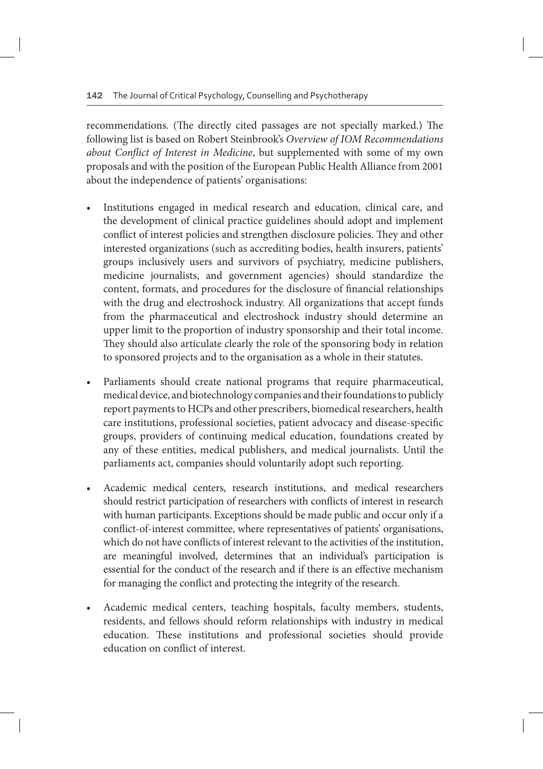recommendations. (The directly cited passages are not specially marked.) The following list is based on Robert Steinbrook's *Overview of IOM Recommendations about Conflict of Interest in Medicine*, but supplemented with some of my own proposals and with the position of the European Public Health Alliance from 2001 about the independence of patients' organisations:

- Institutions engaged in medical research and education, clinical care, and the development of clinical practice guidelines should adopt and implement conflict of interest policies and strengthen disclosure policies. They and other interested organizations (such as accrediting bodies, health insurers, patients' groups inclusively users and survivors of psychiatry, medicine publishers, medicine journalists, and government agencies) should standardize the content, formats, and procedures for the disclosure of financial relationships with the drug and electroshock industry. All organizations that accept funds from the pharmaceutical and electroshock industry should determine an upper limit to the proportion of industry sponsorship and their total income. They should also articulate clearly the role of the sponsoring body in relation to sponsored projects and to the organisation as a whole in their statutes.
- Parliaments should create national programs that require pharmaceutical, medical device, and biotechnology companies and their foundations to publicly report payments to HCPs and other prescribers, biomedical researchers, health care institutions, professional societies, patient advocacy and disease-specific groups, providers of continuing medical education, foundations created by any of these entities, medical publishers, and medical journalists. Until the parliaments act, companies should voluntarily adopt such reporting.
- Academic medical centers, research institutions, and medical researchers should restrict participation of researchers with conflicts of interest in research with human participants. Exceptions should be made public and occur only if a conflict-of-interest committee, where representatives of patients' organisations, which do not have conflicts of interest relevant to the activities of the institution, are meaningful involved, determines that an individual's participation is essential for the conduct of the research and if there is an effective mechanism for managing the conflict and protecting the integrity of the research.
- Academic medical centers, teaching hospitals, faculty members, students, residents, and fellows should reform relationships with industry in medical education. These institutions and professional societies should provide education on conflict of interest.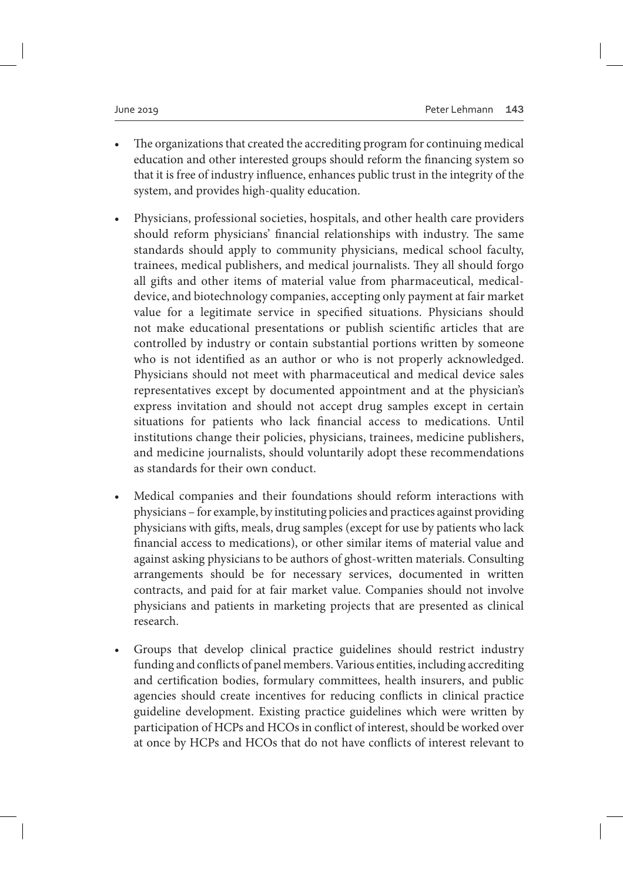- The organizations that created the accrediting program for continuing medical education and other interested groups should reform the financing system so that it is free of industry influence, enhances public trust in the integrity of the system, and provides high-quality education.

- Physicians, professional societies, hospitals, and other health care providers should reform physicians' financial relationships with industry. The same standards should apply to community physicians, medical school faculty, trainees, medical publishers, and medical journalists. They all should forgo all gifts and other items of material value from pharmaceutical, medical-device, and biotechnology companies, accepting only payment at fair market value for a legitimate service in specified situations. Physicians should not make educational presentations or publish scientific articles that are controlled by industry or contain substantial portions written by someone who is not identified as an author or who is not properly acknowledged. Physicians should not meet with pharmaceutical and medical device sales representatives except by documented appointment and at the physician's express invitation and should not accept drug samples except in certain situations for patients who lack financial access to medications. Until institutions change their policies, physicians, trainees, medicine publishers, and medicine journalists, should voluntarily adopt these recommendations as standards for their own conduct.

- Medical companies and their foundations should reform interactions with physicians – for example, by instituting policies and practices against providing physicians with gifts, meals, drug samples (except for use by patients who lack financial access to medications), or other similar items of material value and against asking physicians to be authors of ghost-written materials. Consulting arrangements should be for necessary services, documented in written contracts, and paid for at fair market value. Companies should not involve physicians and patients in marketing projects that are presented as clinical research.

- Groups that develop clinical practice guidelines should restrict industry funding and conflicts of panel members. Various entities, including accrediting and certification bodies, formulary committees, health insurers, and public agencies should create incentives for reducing conflicts in clinical practice guideline development. Existing practice guidelines which were written by participation of HCPs and HCOs in conflict of interest, should be worked over at once by HCPs and HCOs that do not have conflicts of interest relevant to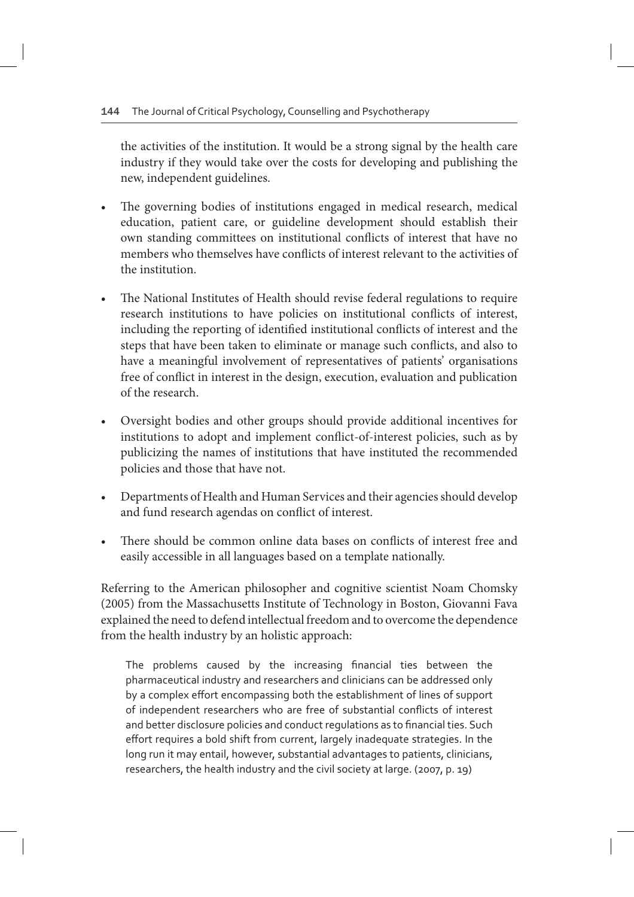the activities of the institution. It would be a strong signal by the health care industry if they would take over the costs for developing and publishing the new, independent guidelines.

- The governing bodies of institutions engaged in medical research, medical education, patient care, or guideline development should establish their own standing committees on institutional conflicts of interest that have no members who themselves have conflicts of interest relevant to the activities of the institution.
- The National Institutes of Health should revise federal regulations to require research institutions to have policies on institutional conflicts of interest, including the reporting of identified institutional conflicts of interest and the steps that have been taken to eliminate or manage such conflicts, and also to have a meaningful involvement of representatives of patients' organisations free of conflict in interest in the design, execution, evaluation and publication of the research.
- Oversight bodies and other groups should provide additional incentives for institutions to adopt and implement conflict-of-interest policies, such as by publicizing the names of institutions that have instituted the recommended policies and those that have not.
- Departments of Health and Human Services and their agencies should develop and fund research agendas on conflict of interest.
- There should be common online data bases on conflicts of interest free and easily accessible in all languages based on a template nationally.

Referring to the American philosopher and cognitive scientist Noam Chomsky (2005) from the Massachusetts Institute of Technology in Boston, Giovanni Fava explained the need to defend intellectual freedom and to overcome the dependence from the health industry by an holistic approach:

> The problems caused by the increasing financial ties between the pharmaceutical industry and researchers and clinicians can be addressed only by a complex effort encompassing both the establishment of lines of support of independent researchers who are free of substantial conflicts of interest and better disclosure policies and conduct regulations as to financial ties. Such effort requires a bold shift from current, largely inadequate strategies. In the long run it may entail, however, substantial advantages to patients, clinicians, researchers, the health industry and the civil society at large. (2007, p. 19)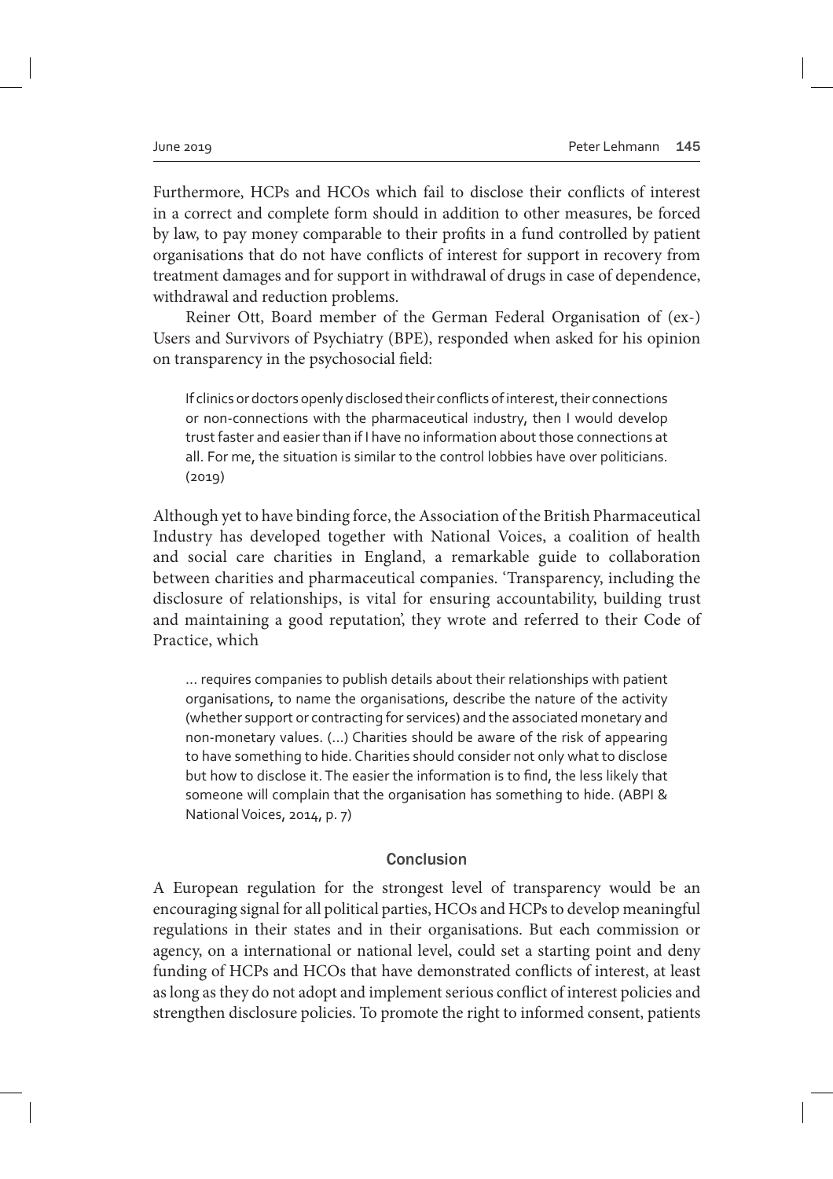Furthermore, HCPs and HCOs which fail to disclose their conflicts of interest in a correct and complete form should in addition to other measures, be forced by law, to pay money comparable to their profits in a fund controlled by patient organisations that do not have conflicts of interest for support in recovery from treatment damages and for support in withdrawal of drugs in case of dependence, withdrawal and reduction problems.

Reiner Ott, Board member of the German Federal Organisation of (ex-) Users and Survivors of Psychiatry (BPE), responded when asked for his opinion on transparency in the psychosocial field:

> If clinics or doctors openly disclosed their conflicts of interest, their connections or non-connections with the pharmaceutical industry, then I would develop trust faster and easier than if I have no information about those connections at all. For me, the situation is similar to the control lobbies have over politicians. (2019)

Although yet to have binding force, the Association of the British Pharmaceutical Industry has developed together with National Voices, a coalition of health and social care charities in England, a remarkable guide to collaboration between charities and pharmaceutical companies. 'Transparency, including the disclosure of relationships, is vital for ensuring accountability, building trust and maintaining a good reputation', they wrote and referred to their Code of Practice, which

> ... requires companies to publish details about their relationships with patient organisations, to name the organisations, describe the nature of the activity (whether support or contracting for services) and the associated monetary and non-monetary values. (...) Charities should be aware of the risk of appearing to have something to hide. Charities should consider not only what to disclose but how to disclose it. The easier the information is to find, the less likely that someone will complain that the organisation has something to hide. (ABPI & National Voices, 2014, p. 7)

## Conclusion

A European regulation for the strongest level of transparency would be an encouraging signal for all political parties, HCOs and HCPs to develop meaningful regulations in their states and in their organisations. But each commission or agency, on a international or national level, could set a starting point and deny funding of HCPs and HCOs that have demonstrated conflicts of interest, at least as long as they do not adopt and implement serious conflict of interest policies and strengthen disclosure policies. To promote the right to informed consent, patients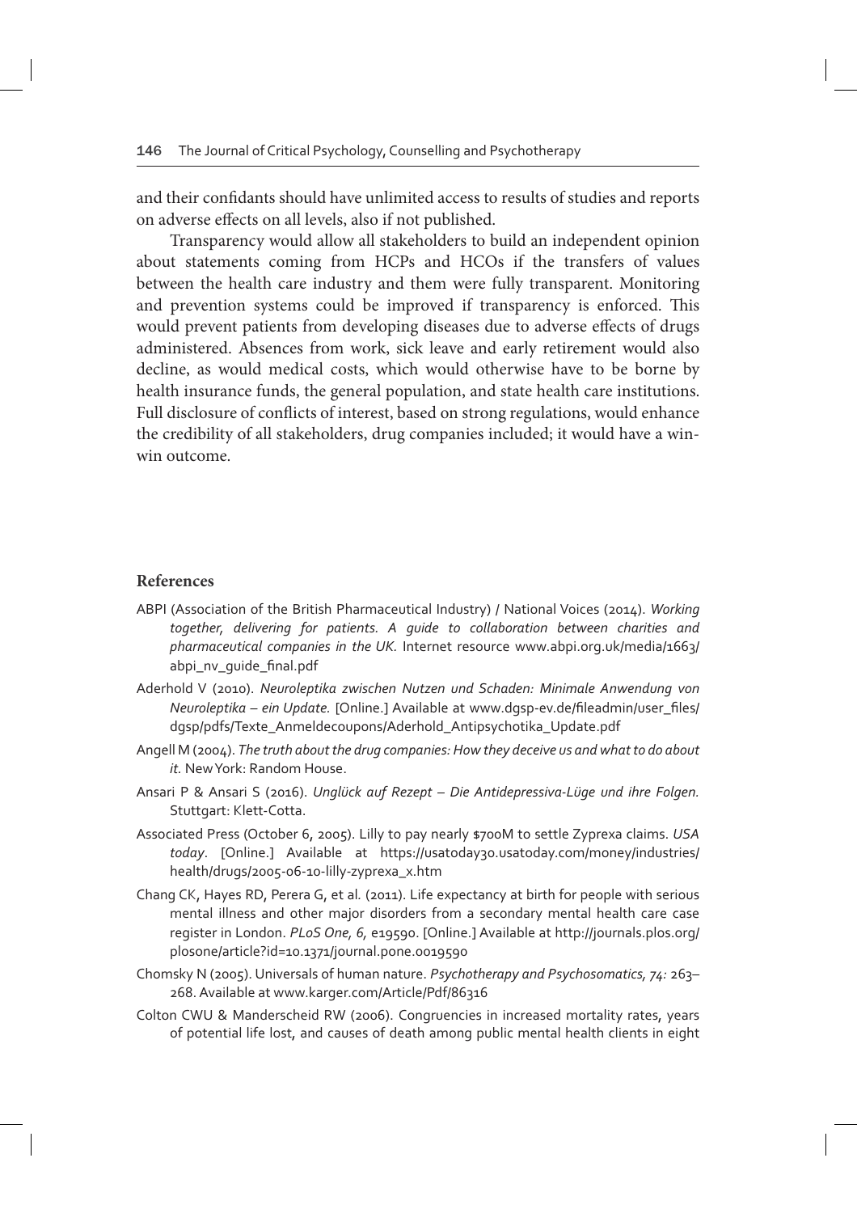and their confidants should have unlimited access to results of studies and reports on adverse effects on all levels, also if not published.

Transparency would allow all stakeholders to build an independent opinion about statements coming from HCPs and HCOs if the transfers of values between the health care industry and them were fully transparent. Monitoring and prevention systems could be improved if transparency is enforced. This would prevent patients from developing diseases due to adverse effects of drugs administered. Absences from work, sick leave and early retirement would also decline, as would medical costs, which would otherwise have to be borne by health insurance funds, the general population, and state health care institutions. Full disclosure of conflicts of interest, based on strong regulations, would enhance the credibility of all stakeholders, drug companies included; it would have a win-win outcome.

## References

ABPI (Association of the British Pharmaceutical Industry) / National Voices (2014). *Working together, delivering for patients. A guide to collaboration between charities and pharmaceutical companies in the UK.* Internet resource www.abpi.org.uk/media/1663/abpi_nv_guide_final.pdf

Aderhold V (2010). *Neuroleptika zwischen Nutzen und Schaden: Minimale Anwendung von Neuroleptika – ein Update.* [Online.] Available at www.dgsp-ev.de/fileadmin/user_files/dgsp/pdfs/Texte_Anmeldecoupons/Aderhold_Antipsychotika_Update.pdf

Angell M (2004). *The truth about the drug companies: How they deceive us and what to do about it.* New York: Random House.

Ansari P & Ansari S (2016). *Unglück auf Rezept – Die Antidepressiva-Lüge und ihre Folgen.* Stuttgart: Klett-Cotta.

Associated Press (October 6, 2005). Lilly to pay nearly $700M to settle Zyprexa claims. *USA today*. [Online.] Available at https://usatoday30.usatoday.com/money/industries/health/drugs/2005-06-10-lilly-zyprexa_x.htm

Chang CK, Hayes RD, Perera G, et al. (2011). Life expectancy at birth for people with serious mental illness and other major disorders from a secondary mental health care case register in London. *PLoS One, 6,* e19590. [Online.] Available at http://journals.plos.org/plosone/article?id=10.1371/journal.pone.0019590

Chomsky N (2005). Universals of human nature. *Psychotherapy and Psychosomatics, 74:* 263–268. Available at www.karger.com/Article/Pdf/86316

Colton CWU & Manderscheid RW (2006). Congruencies in increased mortality rates, years of potential life lost, and causes of death among public mental health clients in eight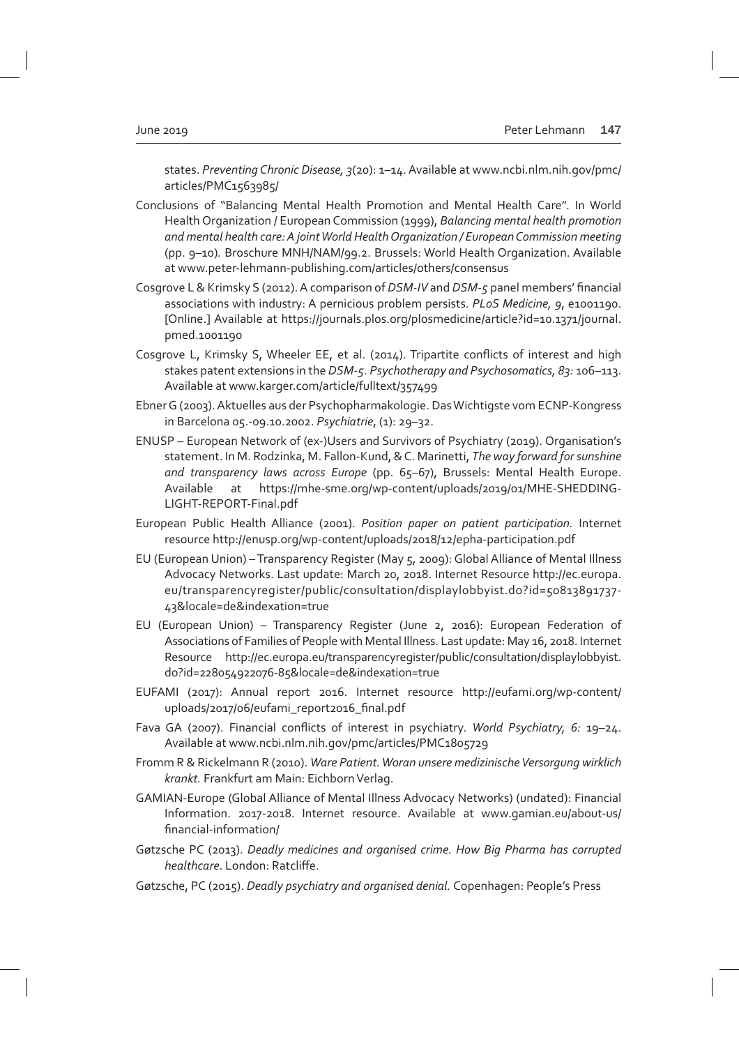states. *Preventing Chronic Disease, 3*(20): 1–14. Available at www.ncbi.nlm.nih.gov/pmc/articles/PMC1563985/

Conclusions of "Balancing Mental Health Promotion and Mental Health Care". In World Health Organization / European Commission (1999), *Balancing mental health promotion and mental health care: A joint World Health Organization / European Commission meeting* (pp. 9–10). Broschure MNH/NAM/99.2. Brussels: World Health Organization. Available at www.peter-lehmann-publishing.com/articles/others/consensus

Cosgrove L & Krimsky S (2012). A comparison of *DSM-IV* and *DSM-5* panel members' financial associations with industry: A pernicious problem persists. *PLoS Medicine, 9*, e1001190. [Online.] Available at https://journals.plos.org/plosmedicine/article?id=10.1371/journal.pmed.1001190

Cosgrove L, Krimsky S, Wheeler EE, et al. (2014). Tripartite conflicts of interest and high stakes patent extensions in the *DSM-5*. *Psychotherapy and Psychosomatics, 83:* 106–113. Available at www.karger.com/article/fulltext/357499

Ebner G (2003). Aktuelles aus der Psychopharmakologie. Das Wichtigste vom ECNP-Kongress in Barcelona 05.-09.10.2002. *Psychiatrie*, (1): 29–32.

ENUSP – European Network of (ex-)Users and Survivors of Psychiatry (2019). Organisation's statement. In M. Rodzinka, M. Fallon-Kund, & C. Marinetti, *The way forward for sunshine and transparency laws across Europe* (pp. 65–67), Brussels: Mental Health Europe. Available at https://mhe-sme.org/wp-content/uploads/2019/01/MHE-SHEDDING-LIGHT-REPORT-Final.pdf

European Public Health Alliance (2001). *Position paper on patient participation.* Internet resource http://enusp.org/wp-content/uploads/2018/12/epha-participation.pdf

EU (European Union) – Transparency Register (May 5, 2009): Global Alliance of Mental Illness Advocacy Networks. Last update: March 20, 2018. Internet Resource http://ec.europa.eu/transparencyregister/public/consultation/displaylobbyist.do?id=50813891737-43&locale=de&indexation=true

EU (European Union) – Transparency Register (June 2, 2016): European Federation of Associations of Families of People with Mental Illness. Last update: May 16, 2018. Internet Resource http://ec.europa.eu/transparencyregister/public/consultation/displaylobbyist.do?id=228054922076-85&locale=de&indexation=true

EUFAMI (2017): Annual report 2016. Internet resource http://eufami.org/wp-content/uploads/2017/06/eufami_report2016_final.pdf

Fava GA (2007). Financial conflicts of interest in psychiatry. *World Psychiatry, 6:* 19–24. Available at www.ncbi.nlm.nih.gov/pmc/articles/PMC1805729

Fromm R & Rickelmann R (2010). *Ware Patient. Woran unsere medizinische Versorgung wirklich krankt.* Frankfurt am Main: Eichborn Verlag.

GAMIAN-Europe (Global Alliance of Mental Illness Advocacy Networks) (undated): Financial Information. 2017-2018. Internet resource. Available at www.gamian.eu/about-us/financial-information/

Gøtzsche PC (2013). *Deadly medicines and organised crime. How Big Pharma has corrupted healthcare*. London: Ratcliffe.

Gøtzsche, PC (2015). *Deadly psychiatry and organised denial.* Copenhagen: People's Press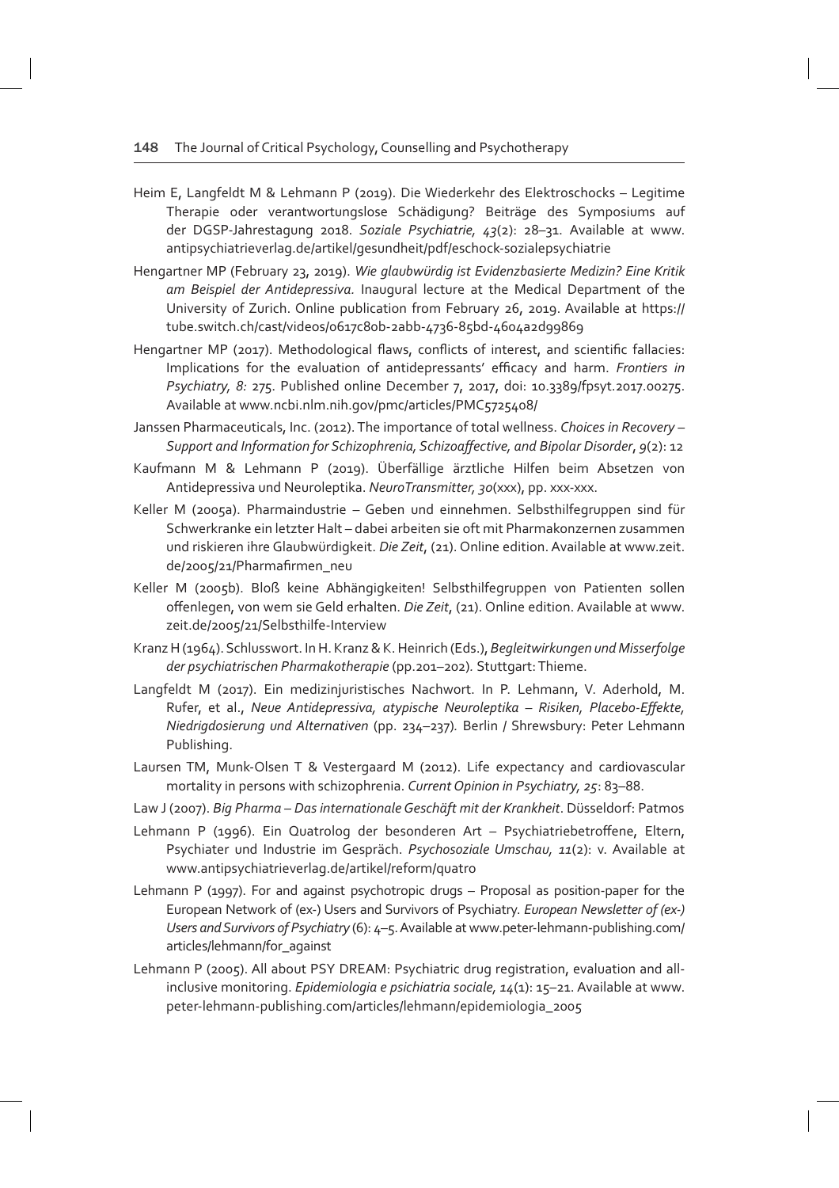Heim E, Langfeldt M & Lehmann P (2019). Die Wiederkehr des Elektroschocks – Legitime Therapie oder verantwortungslose Schädigung? Beiträge des Symposiums auf der DGSP-Jahrestagung 2018. *Soziale Psychiatrie, 43*(2): 28–31. Available at www.antipsychiatrieverlag.de/artikel/gesundheit/pdf/eschock-sozialepsychiatrie

Hengartner MP (February 23, 2019). *Wie glaubwürdig ist Evidenzbasierte Medizin? Eine Kritik am Beispiel der Antidepressiva.* Inaugural lecture at the Medical Department of the University of Zurich. Online publication from February 26, 2019. Available at https://tube.switch.ch/cast/videos/0617c80b-2abb-4736-85bd-4604a2d99869

Hengartner MP (2017). Methodological flaws, conflicts of interest, and scientific fallacies: Implications for the evaluation of antidepressants' efficacy and harm. *Frontiers in Psychiatry, 8:* 275. Published online December 7, 2017, doi: 10.3389/fpsyt.2017.00275. Available at www.ncbi.nlm.nih.gov/pmc/articles/PMC5725408/

Janssen Pharmaceuticals, Inc. (2012). The importance of total wellness. *Choices in Recovery – Support and Information for Schizophrenia, Schizoaffective, and Bipolar Disorder*, *9*(2): 12

Kaufmann M & Lehmann P (2019). Überfällige ärztliche Hilfen beim Absetzen von Antidepressiva und Neuroleptika. *NeuroTransmitter, 30*(xxx), pp. xxx-xxx.

Keller M (2005a). Pharmaindustrie – Geben und einnehmen. Selbsthilfegruppen sind für Schwerkranke ein letzter Halt – dabei arbeiten sie oft mit Pharmakonzernen zusammen und riskieren ihre Glaubwürdigkeit. *Die Zeit*, (21). Online edition. Available at www.zeit.de/2005/21/Pharmafirmen_neu

Keller M (2005b). Bloß keine Abhängigkeiten! Selbsthilfegruppen von Patienten sollen offenlegen, von wem sie Geld erhalten. *Die Zeit*, (21). Online edition. Available at www.zeit.de/2005/21/Selbsthilfe-Interview

Kranz H (1964). Schlusswort. In H. Kranz & K. Heinrich (Eds.), *Begleitwirkungen und Misserfolge der psychiatrischen Pharmakotherapie* (pp.201–202). Stuttgart: Thieme.

Langfeldt M (2017). Ein medizinjuristisches Nachwort. In P. Lehmann, V. Aderhold, M. Rufer, et al., *Neue Antidepressiva, atypische Neuroleptika – Risiken, Placebo-Effekte, Niedrigdosierung und Alternativen* (pp. 234–237). Berlin / Shrewsbury: Peter Lehmann Publishing.

Laursen TM, Munk-Olsen T & Vestergaard M (2012). Life expectancy and cardiovascular mortality in persons with schizophrenia. *Current Opinion in Psychiatry, 25*: 83–88.

Law J (2007). *Big Pharma – Das internationale Geschäft mit der Krankheit*. Düsseldorf: Patmos

Lehmann P (1996). Ein Quatrolog der besonderen Art – Psychiatriebetroffene, Eltern, Psychiater und Industrie im Gespräch. *Psychosoziale Umschau, 11*(2): v. Available at www.antipsychiatrieverlag.de/artikel/reform/quatro

Lehmann P (1997). For and against psychotropic drugs – Proposal as position-paper for the European Network of (ex-) Users and Survivors of Psychiatry. *European Newsletter of (ex-) Users and Survivors of Psychiatry* (6): 4–5. Available at www.peter-lehmann-publishing.com/articles/lehmann/for_against

Lehmann P (2005). All about PSY DREAM: Psychiatric drug registration, evaluation and all-inclusive monitoring. *Epidemiologia e psichiatria sociale, 14*(1): 15–21. Available at www.peter-lehmann-publishing.com/articles/lehmann/epidemiologia_2005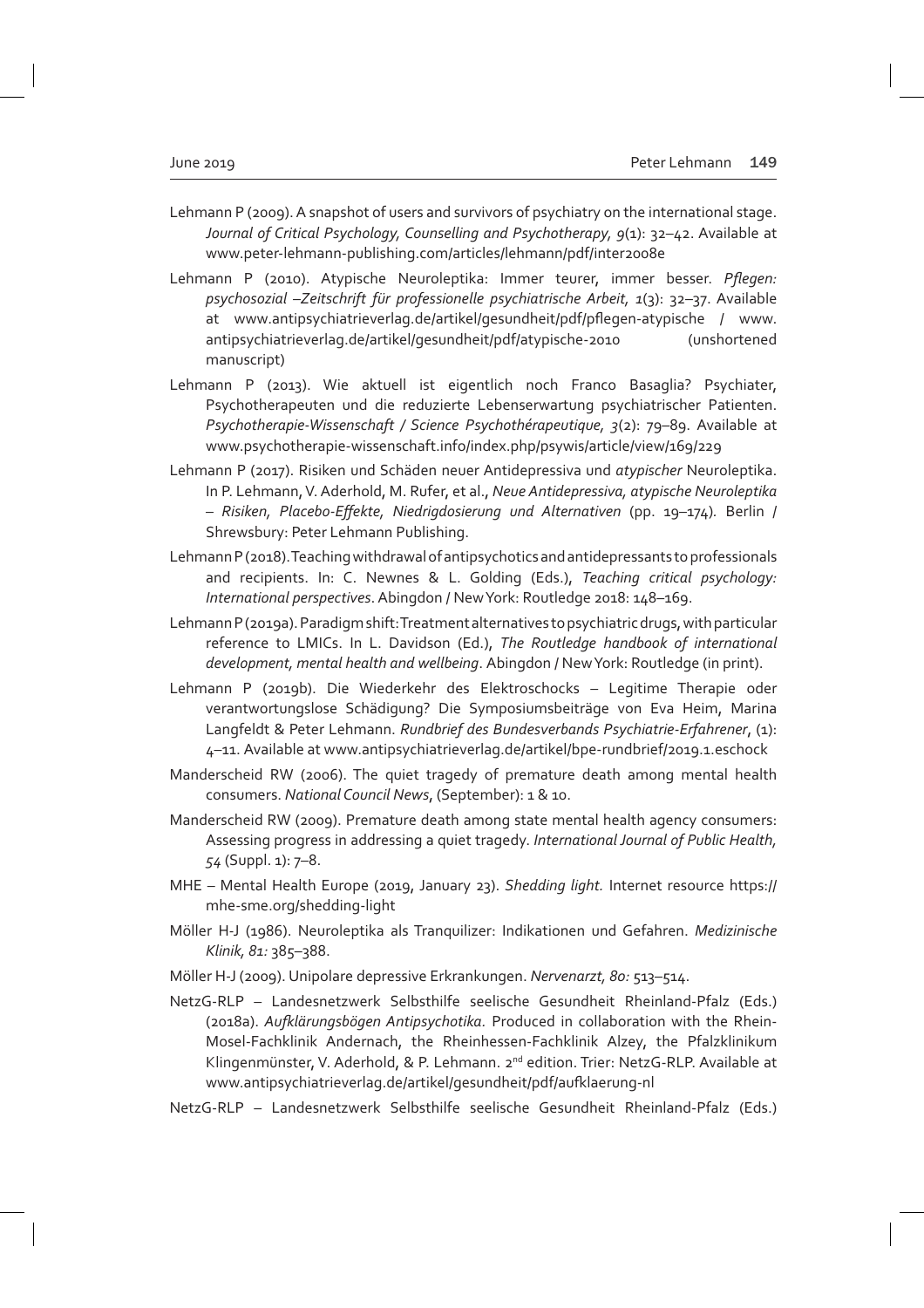Lehmann P (2009). A snapshot of users and survivors of psychiatry on the international stage. *Journal of Critical Psychology, Counselling and Psychotherapy, 9*(1): 32–42. Available at www.peter-lehmann-publishing.com/articles/lehmann/pdf/inter2008e

Lehmann P (2010). Atypische Neuroleptika: Immer teurer, immer besser. *Pflegen: psychosozial –Zeitschrift für professionelle psychiatrische Arbeit, 1*(3): 32–37. Available at www.antipsychiatrieverlag.de/artikel/gesundheit/pdf/pflegen-atypische / www.antipsychiatrieverlag.de/artikel/gesundheit/pdf/atypische-2010 (unshortened manuscript)

Lehmann P (2013). Wie aktuell ist eigentlich noch Franco Basaglia? Psychiater, Psychotherapeuten und die reduzierte Lebenserwartung psychiatrischer Patienten. *Psychotherapie-Wissenschaft / Science Psychothérapeutique, 3*(2): 79–89. Available at www.psychotherapie-wissenschaft.info/index.php/psywis/article/view/169/229

Lehmann P (2017). Risiken und Schäden neuer Antidepressiva und *atypischer* Neuroleptika. In P. Lehmann, V. Aderhold, M. Rufer, et al., *Neue Antidepressiva, atypische Neuroleptika – Risiken, Placebo-Effekte, Niedrigdosierung und Alternativen* (pp. 19–174). Berlin / Shrewsbury: Peter Lehmann Publishing.

Lehmann P (2018). Teaching withdrawal of antipsychotics and antidepressants to professionals and recipients. In: C. Newnes & L. Golding (Eds.), *Teaching critical psychology: International perspectives*. Abingdon / New York: Routledge 2018: 148–169.

Lehmann P (2019a). Paradigm shift: Treatment alternatives to psychiatric drugs, with particular reference to LMICs. In L. Davidson (Ed.), *The Routledge handbook of international development, mental health and wellbeing*. Abingdon / New York: Routledge (in print).

Lehmann P (2019b). Die Wiederkehr des Elektroschocks – Legitime Therapie oder verantwortungslose Schädigung? Die Symposiumsbeiträge von Eva Heim, Marina Langfeldt & Peter Lehmann. *Rundbrief des Bundesverbands Psychiatrie-Erfahrener*, (1): 4–11. Available at www.antipsychiatrieverlag.de/artikel/bpe-rundbrief/2019.1.eschock

Manderscheid RW (2006). The quiet tragedy of premature death among mental health consumers. *National Council News*, (September): 1 & 10.

Manderscheid RW (2009). Premature death among state mental health agency consumers: Assessing progress in addressing a quiet tragedy. *International Journal of Public Health, 54* (Suppl. 1): 7–8.

MHE – Mental Health Europe (2019, January 23). *Shedding light.* Internet resource https://mhe-sme.org/shedding-light

Möller H-J (1986). Neuroleptika als Tranquilizer: Indikationen und Gefahren. *Medizinische Klinik, 81:* 385–388.

Möller H-J (2009). Unipolare depressive Erkrankungen. *Nervenarzt, 80:* 513–514.

NetzG-RLP – Landesnetzwerk Selbsthilfe seelische Gesundheit Rheinland-Pfalz (Eds.) (2018a). *Aufklärungsbögen Antipsychotika.* Produced in collaboration with the Rhein-Mosel-Fachklinik Andernach, the Rheinhessen-Fachklinik Alzey, the Pfalzklinikum Klingenmünster, V. Aderhold, & P. Lehmann. 2nd edition. Trier: NetzG-RLP. Available at www.antipsychiatrieverlag.de/artikel/gesundheit/pdf/aufklaerung-nl

NetzG-RLP – Landesnetzwerk Selbsthilfe seelische Gesundheit Rheinland-Pfalz (Eds.)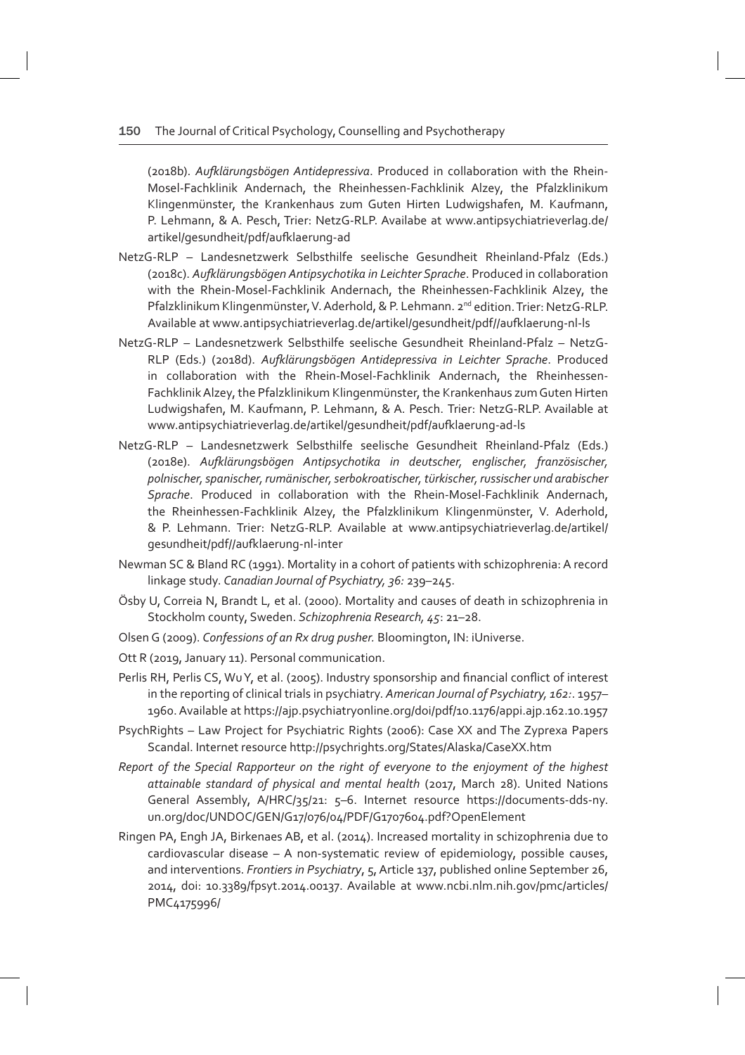(2018b). *Aufklärungsbögen Antidepressiva*. Produced in collaboration with the Rhein-Mosel-Fachklinik Andernach, the Rheinhessen-Fachklinik Alzey, the Pfalzklinikum Klingenmünster, the Krankenhaus zum Guten Hirten Ludwigshafen, M. Kaufmann, P. Lehmann, & A. Pesch, Trier: NetzG-RLP. Availabe at www.antipsychiatrieverlag.de/artikel/gesundheit/pdf/aufklaerung-ad

NetzG-RLP – Landesnetzwerk Selbsthilfe seelische Gesundheit Rheinland-Pfalz (Eds.) (2018c). *Aufklärungsbögen Antipsychotika in Leichter Sprache*. Produced in collaboration with the Rhein-Mosel-Fachklinik Andernach, the Rheinhessen-Fachklinik Alzey, the Pfalzklinikum Klingenmünster, V. Aderhold, & P. Lehmann. 2nd edition. Trier: NetzG-RLP. Available at www.antipsychiatrieverlag.de/artikel/gesundheit/pdf//aufklaerung-nl-ls

NetzG-RLP – Landesnetzwerk Selbsthilfe seelische Gesundheit Rheinland-Pfalz – NetzG-RLP (Eds.) (2018d). *Aufklärungsbögen Antidepressiva in Leichter Sprache*. Produced in collaboration with the Rhein-Mosel-Fachklinik Andernach, the Rheinhessen-Fachklinik Alzey, the Pfalzklinikum Klingenmünster, the Krankenhaus zum Guten Hirten Ludwigshafen, M. Kaufmann, P. Lehmann, & A. Pesch. Trier: NetzG-RLP. Available at www.antipsychiatrieverlag.de/artikel/gesundheit/pdf/aufklaerung-ad-ls

NetzG-RLP – Landesnetzwerk Selbsthilfe seelische Gesundheit Rheinland-Pfalz (Eds.) (2018e). *Aufklärungsbögen Antipsychotika in deutscher, englischer, französischer, polnischer, spanischer, rumänischer, serbokroatischer, türkischer, russischer und arabischer Sprache*. Produced in collaboration with the Rhein-Mosel-Fachklinik Andernach, the Rheinhessen-Fachklinik Alzey, the Pfalzklinikum Klingenmünster, V. Aderhold, & P. Lehmann. Trier: NetzG-RLP. Available at www.antipsychiatrieverlag.de/artikel/gesundheit/pdf//aufklaerung-nl-inter

Newman SC & Bland RC (1991). Mortality in a cohort of patients with schizophrenia: A record linkage study. *Canadian Journal of Psychiatry, 36:* 239–245.

Ösby U, Correia N, Brandt L, et al. (2000). Mortality and causes of death in schizophrenia in Stockholm county, Sweden. *Schizophrenia Research, 45*: 21–28.

Olsen G (2009). *Confessions of an Rx drug pusher.* Bloomington, IN: iUniverse.

Ott R (2019, January 11). Personal communication.

Perlis RH, Perlis CS, Wu Y, et al. (2005). Industry sponsorship and financial conflict of interest in the reporting of clinical trials in psychiatry. *American Journal of Psychiatry, 162:*. 1957–1960. Available at https://ajp.psychiatryonline.org/doi/pdf/10.1176/appi.ajp.162.10.1957

PsychRights – Law Project for Psychiatric Rights (2006): Case XX and The Zyprexa Papers Scandal. Internet resource http://psychrights.org/States/Alaska/CaseXX.htm

*Report of the Special Rapporteur on the right of everyone to the enjoyment of the highest attainable standard of physical and mental health* (2017, March 28). United Nations General Assembly, A/HRC/35/21: 5–6. Internet resource https://documents-dds-ny.un.org/doc/UNDOC/GEN/G17/076/04/PDF/G1707604.pdf?OpenElement

Ringen PA, Engh JA, Birkenaes AB, et al. (2014). Increased mortality in schizophrenia due to cardiovascular disease – A non-systematic review of epidemiology, possible causes, and interventions. *Frontiers in Psychiatry*, 5, Article 137, published online September 26, 2014, doi: 10.3389/fpsyt.2014.00137. Available at www.ncbi.nlm.nih.gov/pmc/articles/PMC4175996/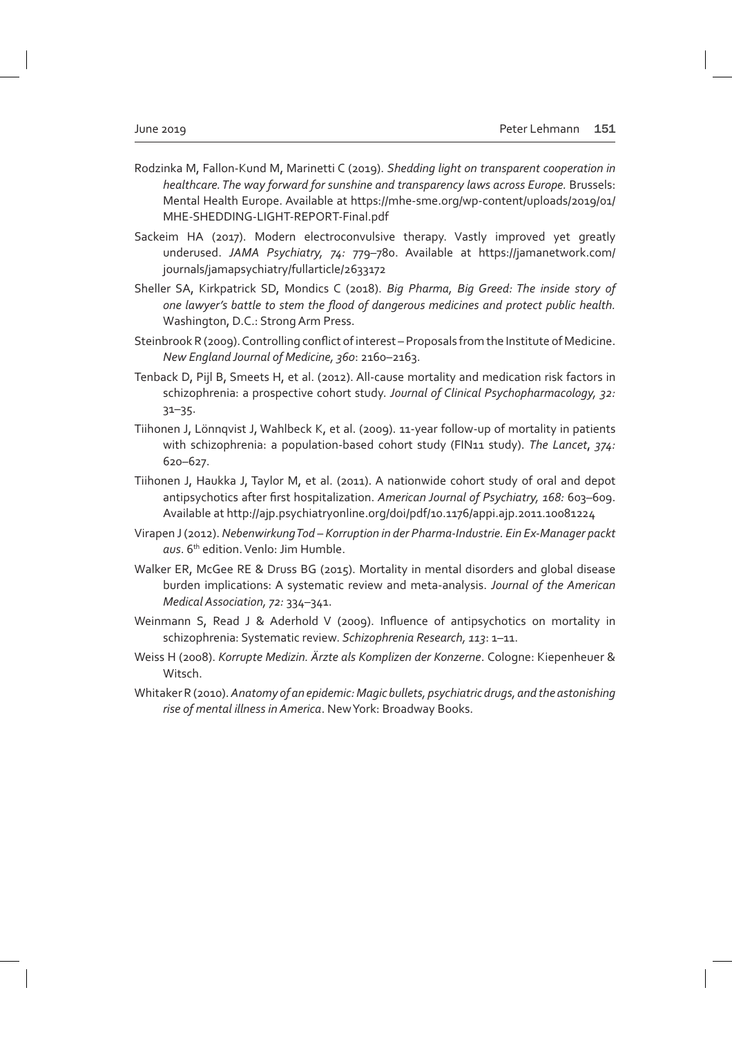Rodzinka M, Fallon-Kund M, Marinetti C (2019). *Shedding light on transparent cooperation in healthcare. The way forward for sunshine and transparency laws across Europe.* Brussels: Mental Health Europe. Available at https://mhe-sme.org/wp-content/uploads/2019/01/MHE-SHEDDING-LIGHT-REPORT-Final.pdf

Sackeim HA (2017). Modern electroconvulsive therapy. Vastly improved yet greatly underused. *JAMA Psychiatry, 74:* 779–780. Available at https://jamanetwork.com/journals/jamapsychiatry/fullarticle/2633172

Sheller SA, Kirkpatrick SD, Mondics C (2018). *Big Pharma, Big Greed: The inside story of one lawyer's battle to stem the flood of dangerous medicines and protect public health.* Washington, D.C.: Strong Arm Press.

Steinbrook R (2009). Controlling conflict of interest – Proposals from the Institute of Medicine. *New England Journal of Medicine, 360*: 2160–2163.

Tenback D, Pijl B, Smeets H, et al. (2012). All-cause mortality and medication risk factors in schizophrenia: a prospective cohort study. *Journal of Clinical Psychopharmacology, 32:* 31–35.

Tiihonen J, Lönnqvist J, Wahlbeck K, et al. (2009). 11-year follow-up of mortality in patients with schizophrenia: a population-based cohort study (FIN11 study). *The Lancet*, *374:* 620–627.

Tiihonen J, Haukka J, Taylor M, et al. (2011). A nationwide cohort study of oral and depot antipsychotics after first hospitalization. *American Journal of Psychiatry, 168:* 603–609. Available at http://ajp.psychiatryonline.org/doi/pdf/10.1176/appi.ajp.2011.10081224

Virapen J (2012). *Nebenwirkung Tod – Korruption in der Pharma-Industrie. Ein Ex-Manager packt aus*. 6th edition. Venlo: Jim Humble.

Walker ER, McGee RE & Druss BG (2015). Mortality in mental disorders and global disease burden implications: A systematic review and meta-analysis. *Journal of the American Medical Association, 72:* 334–341.

Weinmann S, Read J & Aderhold V (2009). Influence of antipsychotics on mortality in schizophrenia: Systematic review. *Schizophrenia Research, 113*: 1–11.

Weiss H (2008). *Korrupte Medizin. Ärzte als Komplizen der Konzerne*. Cologne: Kiepenheuer & Witsch.

Whitaker R (2010). *Anatomy of an epidemic: Magic bullets, psychiatric drugs, and the astonishing rise of mental illness in America*. New York: Broadway Books.